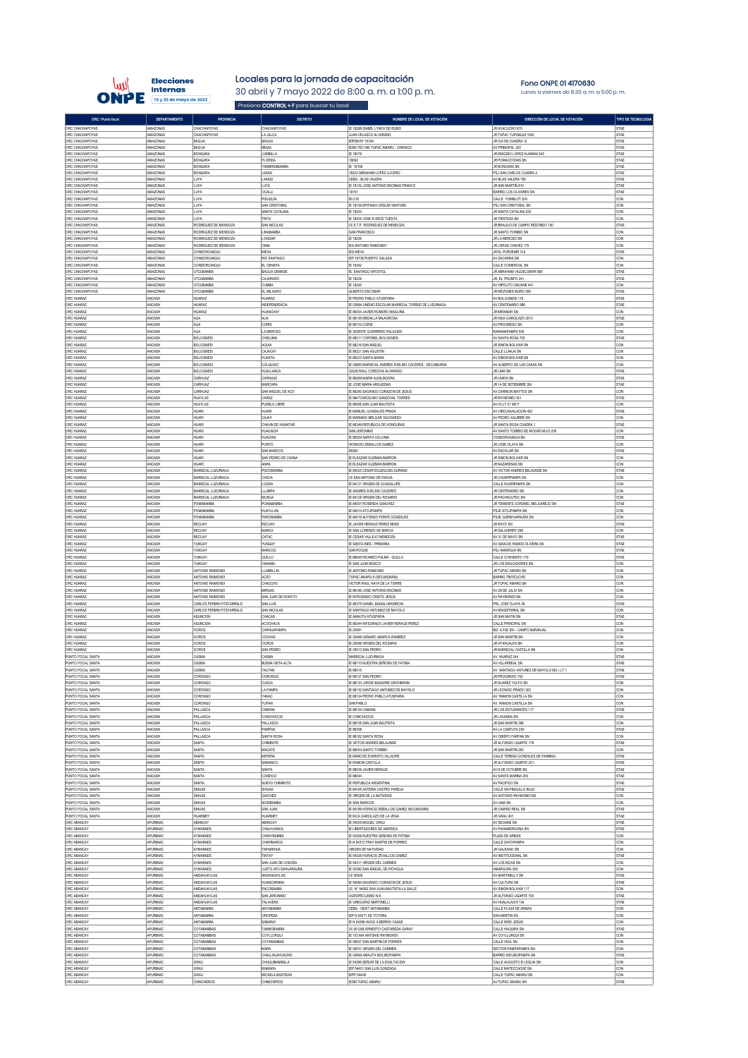# Locales para la jornada de capacitación

30 abril y 7 mayo 2022 de 8:00 a. m. a 1:00 p. m.

Presiona **CONTROL + F** para buscar tu local

**Elecciones Internas** 15 y 22 de mayo de 2022

**Fono ONPE 01 4170630**

Lunes a viernes de 8:30 a. m. a 5:00 p. m.

| ORC / Punto focal | DEPARTAMENTO | PROVINCIA | DISTRITO | NOMBRE DE LOCAL DE VOTACIÓN | DIRECCIÓN DE LOCAL DE VOTACIÓN | TIPO DE TECNOLOGÍA |
|---|---|---|---|---|---|---|
| ORC CHACHAPOYAS | AMAZONAS | CHACHAPOYAS | CHACHAPOYAS | IE 18288 ISABEL LYNCH DE RUBIO | JR AYACUCHO 870 | STAE |
| ORC CHACHAPOYAS | AMAZONAS | CHACHAPOYAS | LA JALCA | JUAN VELASCO ALVARADO | JR TUPAC YUPANQUI 1000 | STAE |
| ORC CHACHAPOYAS | AMAZONAS | BAGUA | BAGUA | IEIPSM N° 16194 | JR ICA SN CUADRA 12 | STAE |
| ORC CHACHAPOYAS | AMAZONAS | BAGUA | IMAZA | IESM TEC IND TUPAC AMARU - CHIRIACO | AV PRINCIPAL 220 | STAE |
| ORC CHACHAPOYAS | AMAZONAS | BONGARA | JUMBILLA | IE 18079 | JR EMIGDIO LOPEZ HUAMAN 345 | STAE |
| ORC CHACHAPOYAS | AMAZONAS | BONGARA | FLORIDA | 18092 | JR POMACOCHAS SN | STAE |
| ORC CHACHAPOYAS | AMAZONAS | BONGARA | YAMBRASBAMBA | IE 18108 | JR BONGARA SN | STAE |
| ORC CHACHAPOYAS | AMAZONAS | BONGARA | JAZAN | 18322 ABRAHAM LOPEZ LUCERO | PSJ SAN CARLOS CUADRA 2 | STAE |
| ORC CHACHAPOYAS | AMAZONAS | LUYA | LAMUD | CEBA - BLAS VALERA | AV BLAS VALERA 756 | STAE |
| ORC CHACHAPOYAS | AMAZONAS | LUYA | LUYA | IE 18132 JOSE ANTONIO ENCINAS FRANCO | JR SAN MARTIN 810 | STAE |
| ORC CHACHAPOYAS | AMAZONAS | LUYA | OCALLI | 18151 | BARRIO LOS OLIVARES SN | STAE |
| ORC CHACHAPOYAS | AMAZONAS | LUYA | PISUQUIA | EI 216 | CALLE: YOMBLOT S/N | CON |
| ORC CHACHAPOYAS | AMAZONAS | LUYA | SAN CRISTOBAL | IE 18156 EPIFANIO URQUIA VENTURA | PSJ SAN CRISTOBAL SN | CON |
| ORC CHACHAPOYAS | AMAZONAS | LUYA | SANTA CATALINA | IE 18200 | JR SANTA CATALINA 225 | CON |
| ORC CHACHAPOYAS | AMAZONAS | LUYA | TRITA | IE 18205 JOSE R ARCE TUESTA | JR TRISTEZA SN | CON |
| ORC CHACHAPOYAS | AMAZONAS | RODRIGUEZ DE MENDOZA | SAN NICOLAS | I.E.S.T.P. RODRIGUEZ DE MENDOZA | JR BRAULIO DE CAMPO REDONDO 150 | STAE |
| ORC CHACHAPOYAS | AMAZONAS | RODRIGUEZ DE MENDOZA | LIMABAMBA | SAN FRANCISCO | JR SANTO TORIBIO SN | CON |
| ORC CHACHAPOYAS | AMAZONAS | RODRIGUEZ DE MENDOZA | LONGAR | IE 18236 | JR LA MERCED SN | CON |
| ORC CHACHAPOYAS | AMAZONAS | RODRIGUEZ DE MENDOZA | OMIA | IES ANTONIO RAIMONDY | JR JORGE CHAVEZ 175 | CON |
| ORC CHACHAPOYAS | AMAZONAS | CONDORCANQUI | NIEVA | IES NIEVA | JR EL PORVENIR 310 | STAE |
| ORC CHACHAPOYAS | AMAZONAS | CONDORCANQUI | RIO SANTIAGO | IEP 16736 PUERTO GALILEA | AV ZACARIAS SN | CON |
| ORC CHACHAPOYAS | AMAZONAS | CONDORCANQUI | EL CENEPA | IE 16342 | CALLE COMERCIAL SN | CON |
| ORC CHACHAPOYAS | AMAZONAS | UTCUBAMBA | BAGUA GRANDE | IE. SANTIAGO APOSTOL | JR ABRAHAM VALDELOMAR 990 | STAE |
| ORC CHACHAPOYAS | AMAZONAS | UTCUBAMBA | CAJARURO | IE 16229 | JR. EL TRIUNFO 241 | STAE |
| ORC CHACHAPOYAS | AMAZONAS | UTCUBAMBA | CUMBA | IE 16245 | AV HIPOLITO UNUANE 441 | CON |
| ORC CHACHAPOYAS | AMAZONAS | UTCUBAMBA | EL MILAGRO | ALBERTO ESCOBAR | JR MEZONES MURO 295 | STAE |
| ORC HUARAZ | ANCASH | HUARAZ | HUARAZ | IE PEDRO PABLO ATUSPARIA | AV BOLOGNESI 116 | STAE |
| ORC HUARAZ | ANCASH | HUARAZ | INDEPENDENCIA | IE GRAN UNIDAD ESCOLAR MARISCAL TORIBIO DE LUZURIAGA | AV CENTENARIO 988 | STAE |
| ORC HUARAZ | ANCASH | HUARAZ | HUANCHAY | IE 86054 JAVIER ROMERO MAGUIÑA | JR MIRAMAR SN | CON |
| ORC HUARAZ | ANCASH | AIJA | AIJA | IE 86136 MEDALLA MILAGROSA | JR INCA GARCILAZO 2610 | STAE |
| ORC HUARAZ | ANCASH | AIJA | CORIS | IE 86153 CORIS | AV PROGRESO SN | CON |
| ORC HUARAZ | ANCASH | AIJA | LA MERCED | IE VICENTE GUERRERO PALACIOS | RARAMAPAMPA SN | CON |
| ORC HUARAZ | ANCASH | BOLOGNESI | CHIQUIAN | IE 86211 CORONEL BOLOGNESI | AV SANTA ROSA 700 | STAE |
| ORC HUARAZ | ANCASH | BOLOGNESI | AQUIA | IE 86216 SAN MIGUEL | JR SIMON BOLIVAR SN | CON |
| ORC HUARAZ | ANCASH | BOLOGNESI | CAJACAY | IE 86221 SAN AGUSTIN | CALLE LLANJA SN | CON |
| ORC HUARAZ | ANCASH | BOLOGNESI | HUASTA | IE 86223 SANTA MARIA | AV SIMON BOLIVAR SN | CON |
| ORC HUARAZ | ANCASH | BOLOGNESI | COLQUIOC | IE 20850 MARISCAL ANDRES AVELINO CACERES - SECUNDARIA | AV ALBERTO DE LAS CASAS SN | CON |
| ORC HUARAZ | ANCASH | BOLOGNESI | HUALLANCA | 32226 RAUL CORDOVA ALVARADO | JR LIMA SN | STAE |
| ORC HUARAZ | ANCASH | CARHUAZ | CARHUAZ | IE 86269 MARIA AUXILIADORA | JR UNION SN | STAE |
| ORC HUARAZ | ANCASH | CARHUAZ | MARCARA | IE JOSE MARIA ARGUEDAS | JR 14 DE SETIEMBRE SN | STAE |
| ORC HUARAZ | ANCASH | CARHUAZ | SAN MIGUEL DE ACO | IE 86290 SAGRADO CORAZON DE JESUS | AV CARRION MATTOS SN | CON |
| ORC HUARAZ | ANCASH | HUAYLAS | CARAZ | IE 86473 MICELINO SANDOVAL TORRES | JR RAYMONDI 161 | STAE |
| ORC HUARAZ | ANCASH | HUAYLAS | PUEBLO LIBRE | IE 86495 SAN JUAN BAUTISTA | AV 03 LT 01 MZ F | CON |
| ORC HUARAZ | ANCASH | HUARI | HUARI | IE MANUEL GONZALES PRADA | AV CIRCUNVALACION 452 | STAE |
| ORC HUARAZ | ANCASH | HUARI | CAJAY | IE MARIANO MELGAR VALDIVIESO | AV PEDRO AGUIRRE SN | CON |
| ORC HUARAZ | ANCASH | HUARI | CHAVIN DE HUANTAR | IE 86349 REPUBLICA DE HONDURAS | JR SANTA ROSA CUADRA 1 | STAE |
| ORC HUARAZ | ANCASH | HUARI | HUACACHI | SAN JERONIMO | AV SANTO TORIBIO DE MOGROVEJO 200 | CON |
| ORC HUARAZ | ANCASH | HUARI | HUACHIS | IE 86354 SARITA COLONIA | CONDORCANQUI SN | STAE |
| ORC HUARAZ | ANCASH | HUARI | PONTO | HORACIO ZEBALLOS GAMEZ | JR JOSE OLAYA SN | CON |
| ORC HUARAZ | ANCASH | HUARI | SAN MARCOS | 86380 | AV ESCOLAR SN | STAE |
| ORC HUARAZ | ANCASH | HUARI | SAN PEDRO DE CHANA | IE ELEAZAR GUZMAN BARRON | JR SIMON BOLIVAR SN | CON |
| ORC HUARAZ | ANCASH | HUARI | ANRA | IE ELEAZAR GUZMAN BARRON | JR NAZARENAS SN | CON |
| ORC HUARAZ | ANCASH | MARISCAL LUZURIAGA | PISCOBAMBA | IE 84035 CESAR EGUZQUIZA DURAND | AV VICTOR ANDRES BELAUNDE SN | STAE |
| ORC HUARAZ | ANCASH | MARISCAL LUZURIAGA | CASCA | I.E SAN ANTONIO DE PADUA | JR CHUSPIPAMPA SN | CON |
| ORC HUARAZ | ANCASH | MARISCAL LUZURIAGA | LUCMA | IE 84131 VIRGEN DE GUADALUPE | CALLE HUARIPAMPA SN | CON |
| ORC HUARAZ | ANCASH | MARISCAL LUZURIAGA | LLUMPA | IE ANDRES AVELINO CACERES | JR CENTENARIO SN | CON |
| ORC HUARAZ | ANCASH | MARISCAL LUZURIAGA | MUSGA | IE 84128 VIRGEN DEL ROSARIO | JR PACHACUTEC SN | CON |
| ORC HUARAZ | ANCASH | POMABAMBA | POMABAMBA | IE 84001 ROSENDA SANCHEZ | JR TENIENTE CORONEL MELGAREJO SN | STAE |
| ORC HUARAZ | ANCASH | POMABAMBA | HUAYLLAN | IE 84014 ATOJPAMPA | PSJE ATOJPAMPA SN | CON |
| ORC HUARAZ | ANCASH | POMABAMBA | PAROBAMBA | IE 84019 ALFONSO PONTE GONZALES | PSJE GUENHUARAJRA SN | CON |
| ORC HUARAZ | ANCASH | RECUAY | RECUAY | IE JAVIER HERAUD PEREZ 86560 | JR RAYO SN | STAE |
| ORC HUARAZ | ANCASH | RECUAY | MARCA | IE SAN LORENZO DE MARCA | JR SALAVERRY 285 | CON |
| ORC HUARAZ | ANCASH | RECUAY | CATAC | IE CESAR VALLEJO MENDOZA | AV 31 DE MAYO SN | STAE |
| ORC HUARAZ | ANCASH | YUNGAY | YUNGAY | IE SANTA INES - PRIMARIA | AV IGNACIO RAMOS OLIVERA SN | STAE |
| ORC HUARAZ | ANCASH | YUNGAY | MANCOS | SAN ROQUE | PSJ AMARGURA SN | STAE |
| ORC HUARAZ | ANCASH | YUNGAY | QUILLO | IE 86645 RICARDO PALMA - QUILLO | CALLE CONVENTO 179 | STAE |
| ORC HUARAZ | ANCASH | YUNGAY | YANAMA | IE SAN JUAN BOSCO | JR LOS EDUCADORES SN | CON |
| ORC HUARAZ | ANCASH | ANTONIO RAIMONDI | LLAMELLIN | IE ANTONIO RAIMONDI | JR TUPAC AMARU SN | STAE |
| ORC HUARAZ | ANCASH | ANTONIO RAIMONDI | ACZO | TUPAC AMARU II (SECUNDARIA) | BARRIO TINTICUCHO | CON |
| ORC HUARAZ | ANCASH | ANTONIO RAIMONDI | CHACCHO | VICTOR RAUL HAYA DE LA TORRE | JR TUPAC AMARU SN | CON |
| ORC HUARAZ | ANCASH | ANTONIO RAIMONDI | MIRGAS | IE 86185 JOSE ANTONIO ENCINAS | AV 28 DE JULIO SN | CON |
| ORC HUARAZ | ANCASH | ANTONIO RAIMONDI | SAN JUAN DE RONTOY | IE INTEGRADO CRISTO JESUS | AV RAYMONDI SN | CON |
| ORC HUARAZ | ANCASH | CARLOS FERMIN FITZCARRALD | SAN LUIS | IE 86375 DANIEL BADAL MASBROM | PRL JOSE OLAYA 36 | STAE |
| ORC HUARAZ | ANCASH | CARLOS FERMIN FITZCARRALD | SAN NICOLAS | IE SANTIAGO ANTUNEZ DE MAYOLO | AV MAGISTERIAL SN | CON |
| ORC HUARAZ | ANCASH | ASUNCION | CHACAS | IE AMAUTA ATUSPARIA | JR SAN MATIN SN | STAE |
| ORC HUARAZ | ANCASH | ASUNCION | ACOCHACA | IE 86344 INTEGRADO JAVIER HERAUD PEREZ | CALLE PRINCIPAL SN | CON |
| ORC HUARAZ | ANCASH | OCROS | CARHUAPAMPA | IE 20481 | MZ. A PJE SN – CAMPO NARANJAL | CON |
| ORC HUARAZ | ANCASH | OCROS | COCHAS | IE 20488 GENARO ABARCA RAMIREZ | JR SAN MARTIN SN | CON |
| ORC HUARAZ | ANCASH | OCROS | OCROS | IE 20498 VIRGEN DEL ROSARIO | JR ATAHUALPA SN | CON |
| ORC HUARAZ | ANCASH | OCROS | SAN PEDRO | IE 20513 SAN PEDRO | JR MARISCAL CASTILLA SN | CON |
| PUNTO FOCAL SANTA | ANCASH | CASMA | CASMA | MARISCAL LUZURIAGA | AV. HUARAZ 244 | STAE |
| PUNTO FOCAL SANTA | ANCASH | CASMA | BUENA VISTA ALTA | IE 88110 NUESTRA SEÑORA DE FATIMA | AV VILLARREAL SN | STAE |
| PUNTO FOCAL SANTA | ANCASH | CASMA | YAUTAN | IE 88015 | AV. SANTIAGO ANTUNEZ DE MAYOLO MZ J LT 1 | STAE |
| PUNTO FOCAL SANTA | ANCASH | CORONGO | CORONGO | IE 88127 SAN PEDRO | JR PROGRESO 703 | STAE |
| PUNTO FOCAL SANTA | ANCASH | CORONGO | CUSCA | IE 88130 JORGE BASADRE GROHMANN | JR SUAREZ YULFO SN | CON |
| PUNTO FOCAL SANTA | ANCASH | CORONGO | LA PAMPA | IE 88132 SANTIAGO ANTUNEZ DE MAYOLO | JR LEONCIO PRADO 362 | CON |
| PUNTO FOCAL SANTA | ANCASH | CORONGO | YANAC | IE 88134 PEDRO PABLO ATUSPARIA | AV. RAMON CASTILLA SN | CON |
| PUNTO FOCAL SANTA | ANCASH | CORONGO | YUPAN | SAN PABLO | AV. RAMON CASTILLA SN | CON |
| PUNTO FOCAL SANTA | ANCASH | PALLASCA | CABANA | IE 88154 CABANA | JR LOS ESTUDIANTES 117 | STAE |
| PUNTO FOCAL SANTA | ANCASH | PALLASCA | CONCHUCOS | IE CONCHUCOS | JR LAVANDA SN | CON |
| PUNTO FOCAL SANTA | ANCASH | PALLASCA | PALLASCA | IE 88155 SAN JUAN BAUTISTA | JR SAN MARTIN 386 | CON |
| PUNTO FOCAL SANTA | ANCASH | PALLASCA | PAMPAS | IE 88358 | AV LA CANTUTA 350 | STAE |
| PUNTO FOCAL SANTA | ANCASH | PALLASCA | SANTA ROSA | IE 88162 SANTA ROSA | AV OBISPO FARFAN SN | CON |
| PUNTO FOCAL SANTA | ANCASH | SANTA | CHIMBOTE | IE VICTOR ANDRES BELAUNDE | JR ALFONSO UGARTE 178 | STAE |
| PUNTO FOCAL SANTA | ANCASH | SANTA | MACATE | IE 88054 SANTO TORIBIO | JR SAN MARTIN 250 | CON |
| PUNTO FOCAL SANTA | ANCASH | SANTA | NEPEÑA | IE MARCOS EVARISTO VILLACRE | CALLE TERESA GONZALES DE FANNING | STAE |
| PUNTO FOCAL SANTA | ANCASH | SANTA | SAMANCO | IE RAMON CASTILLA | JR ALFONSO UGARTE 201 | STAE |
| PUNTO FOCAL SANTA | ANCASH | SANTA | SANTA | IE 88009 JAVIER HERAUD | AV 9 DE OCTUBRE SN | STAE |
| PUNTO FOCAL SANTA | ANCASH | SANTA | COISHCO | IE 88044 | AV SANTA MARINA 200 | STAE |
| PUNTO FOCAL SANTA | ANCASH | SANTA | NUEVO CHIMBOTE | IE REPUBLICA ARGENTINA | AV PACIFICO SN | STAE |
| PUNTO FOCAL SANTA | ANCASH | SIHUAS | SIHUAS | IE 84165 ASTERIA CASTRO PAREJA | CALLE SN PINGULLO BAJO | STAE |
| PUNTO FOCAL SANTA | ANCASH | SIHUAS | QUICHES | IE VIRGEN DE LA NATIVIDAD | AV ANTONIO RAYMONDI SN | CON |
| PUNTO FOCAL SANTA | ANCASH | SIHUAS | SICSIBAMBA | IE SAN MARCOS | AV LIMA SN | CON |
| PUNTO FOCAL SANTA | ANCASH | SIHUAS | SAN JUAN | IE 84189 HORACIO ZEBALLOS GAMEZ SECUNDARIA | JR CAMINO REAL SN | STAE |
| PUNTO FOCAL SANTA | ANCASH | HUARMEY | HUARMEY | IE INCA GAROLAZO DE LA VEGA | JR GRAU 401 | STAE |
| ORC ABANCAY | APURIMAC | ABANCAY | ABANCAY | IE 54005 MIGUEL GRAU | AV SEOANE SN | STAE |
| ORC ABANCAY | APURIMAC | ABANCAY | CHALHUANCA | IE LIBERTADORES DE AMERICA | AV PANAMERICANA SN | STAE |
| ORC ABANCAY | APURIMAC | AYMARAES | CARAYBAMBA | IE 54306 NUESTRA SEÑORA DE FATIMA | PLAZA DE ARMAS | CON |
| ORC ABANCAY | APURIMAC | AYMARAES | CHAPIMARCA | IE N 54312 FRAY MARTIN DE PORRES | CALLE SAYOPAMPA | CON |
| ORC ABANCAY | APURIMAC | AYMARAES | TAPAIRIHUA | VIRGEN DE NATIVIDAD | JR GALEANO SN | CON |
| ORC ABANCAY | APURIMAC | AYMARAES | TINTAY | IE 54326 HORACIO ZEVALLOS GAMEZ | AV INSTITUCIONAL SN | STAE |
| ORC ABANCAY | APURIMAC | AYMARAES | SAN JUAN DE CHACÑA | IE 54311 VIRGEN DEL CARMEN | AV LOS INCAS SN | CON |
| ORC ABANCAY | APURIMAC | AYMARAES | JUSTO APU SAHUARAURA | IE 54380 SAN MIGUEL DE PICHIGUA | AMARGURA SN | CON |
| ORC ABANCAY | APURIMAC | ANDAHUAYLAS | ANDAHUAYLAS | I.E 55005 | AV MARTINELLY SN | STAE |
| ORC ABANCAY | APURIMAC | ANDAHUAYLAS | HUANCARAMA | IE 54084 SAGRADO CORAZON DE JESUS | AV CULTURA SN | STAE |
| ORC ABANCAY | APURIMAC | ANDAHUAYLAS | PACOBAMBA | I.E. N° 54092 SAN JUAN BAUTISTA LA SALLE | AV SIMON BOLIVAR 117 | STAE |
| ORC ABANCAY | APURIMAC | ANDAHUAYLAS | SAN JERONIMO | AGROPECUARIO N 8 | JR ALFONSO UGARTE 700 | STAE |
| ORC ABANCAY | APURIMAC | ANDAHUAYLAS | TALAVERA | IE GREGORIO MARTINELLI | AV HUALALACHI 134 | STAE |
| ORC ABANCAY | APURIMAC | ANTABAMBA | ANTABAMBA | CEBA - 55007 ANTABAMBA | CALLE PLAZA DE ARMAS | STAE |
| ORC ABANCAY | APURIMAC | ANTABAMBA | OROPESA | IEP N 54271 DE TOTORA | SAN MARTIN SN | CON |
| ORC ABANCAY | APURIMAC | ANTABAMBA | SABAINO | IE N 54268 HUGO A BERRIO CASAS | CALLE NIÑO JESUS | CON |
| ORC ABANCAY | APURIMAC | COTABAMBAS | TAMBOBAMBA | I.E.50 1288 ERNESTO CASTAÑEDA GARAY | CALLE HAQUIRA SN | STAE |
| ORC ABANCAY | APURIMAC | COTABAMBAS | COYLLURQUI | IE 103 INA ANTONIO RAYMONDI | AV COYLLURQUI SN | CON |
| ORC ABANCAY | APURIMAC | COTABAMBAS | COTABAMBAS | IE 50637 SAN MARTIN DE PORRES | CALLE VIGIL SN | CON |
| ORC ABANCAY | APURIMAC | COTABAMBAS | MARA | IE 50631 VIRGEN DEL CARMEN | SECTOR PAMPAPAMPA SN | CON |
| ORC ABANCAY | APURIMAC | COTABAMBAS | CHALLHUAHUACHO | IE GRAN AMAUTA MOLINOPAMPA | BARRIO MOLINOPAMPA SN | STAE |
| ORC ABANCAY | APURIMAC | GRAU | CHUQUIBAMBILLA | IE 54385 SEÑOR DE LA EXALTACION | CALLE AUGUSTO B LEGUIA SN | CON |
| ORC ABANCAY | APURIMAC | GRAU | MICAELA BASTIDAS | IEP 54401 SAN LUIS GONZAGA | CALLE MATECCACHE SN | CON |
| ORC ABANCAY | APURIMAC | GRAU | MICAELA BASTIDAS | IEPP 54408 | CALLE TUPAC AMARU SN | CON |
| ORC ABANCAY | APURIMAC | CHINCHEROS | CHINCHEROS | IESM TUPAC AMARU | AV TUPAC AMARU SN | STAE |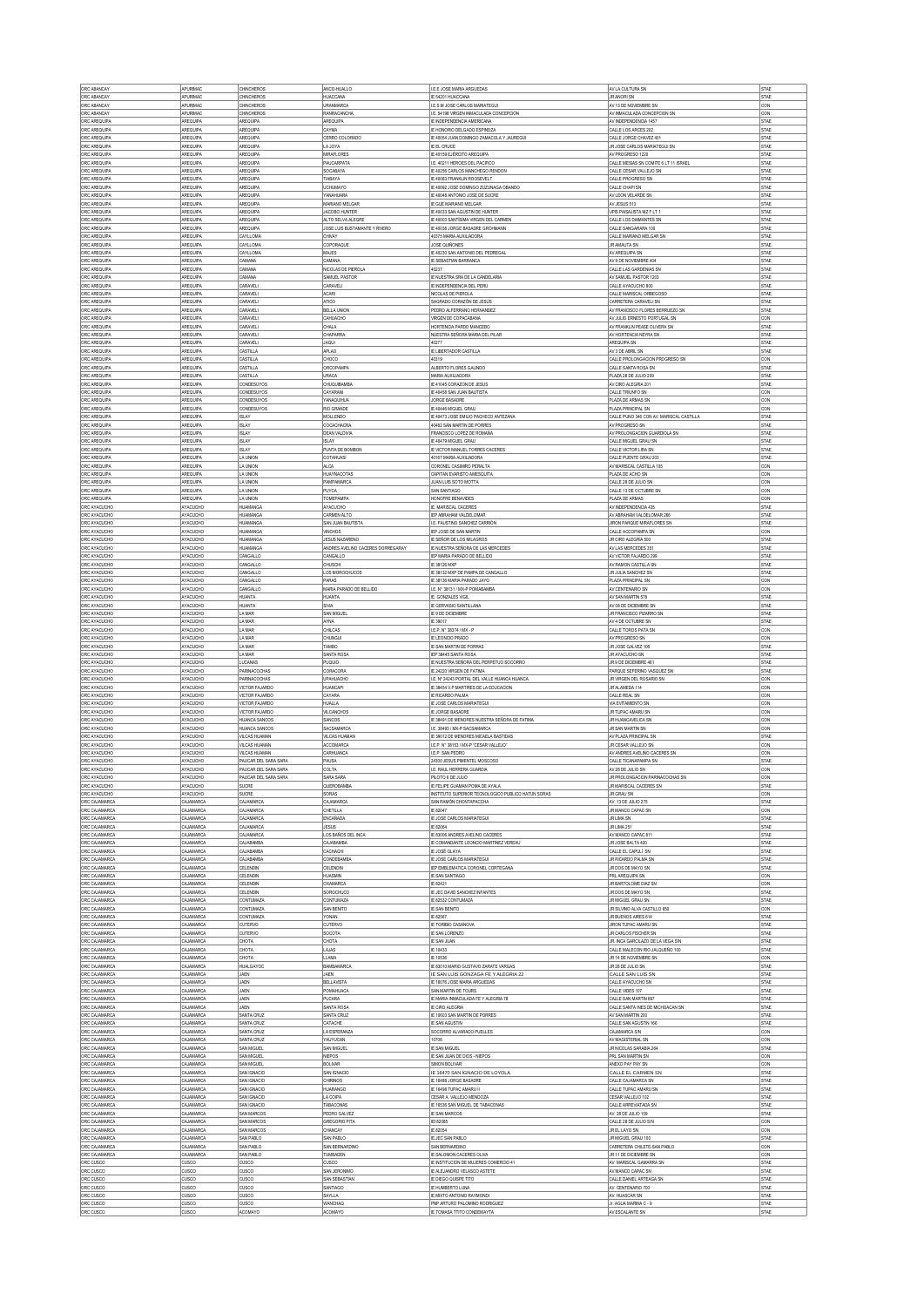| | | | | | | |
|---|---|---|---|---|---|---|
| ORC ABANCAY | APURIMAC | CHINCHEROS | ANCO-HUALLO | I.E.E JOSE MARIA ARGUEDAS | AV LA CULTURA SN | STAE |
| ORC ABANCAY | APURIMAC | CHINCHEROS | HUACCANA | IE 54201 HUACCANA | JR ANORI SN | STAE |
| ORC ABANCAY | APURIMAC | CHINCHEROS | URANMARCA | I.E.S.M JOSE CARLOS MARIATEGUI | AV 13 DE NOVIEMBRE SN | CON |
| ORC ABANCAY | APURIMAC | CHINCHEROS | RANRACANCHA | I.E. 54198 VIRGEN INMACULADA CONCEPCIÓN | AV INMACULADA CONCEPCION SN | CON |
| ORC AREQUIPA | AREQUIPA | AREQUIPA | AREQUIPA | IE INDEPENDENCIA AMERICANA | AV INDEPENDENCIA 1457 | STAE |
| ORC AREQUIPA | AREQUIPA | AREQUIPA | CAYMA | IE HONORIO DELGADO ESPINOZA | CALLE LOS ARCES 202 | STAE |
| ORC AREQUIPA | AREQUIPA | AREQUIPA | CERRO COLORADO | IE 40054 JUAN DOMINGO ZAMACOLA Y JAUREGUI | CALLE JORGE CHAVEZ 401 | STAE |
| ORC AREQUIPA | AREQUIPA | AREQUIPA | LA JOYA | IE EL CRUCE | JR JOSE CARLOS MARIATEGUI SN | STAE |
| ORC AREQUIPA | AREQUIPA | AREQUIPA | MIRAFLORES | IE 40159 EJÉRCITO AREQUIPA | AV PROGRESO 1228 | STAE |
| ORC AREQUIPA | AREQUIPA | AREQUIPA | PAUCARPATA | I.E. 40211 HEROES DEL PACIFICO | CALLE MESIAS SN COMITE 8 LT 11 ISRAEL | STAE |
| ORC AREQUIPA | AREQUIPA | AREQUIPA | SOCABAYA | IE 40256 CARLOS MANCHEGO RENDON | CALLE CESAR VALLEJO SN | STAE |
| ORC AREQUIPA | AREQUIPA | AREQUIPA | TIABAYA | IE 40083 FRANKLIN ROOSEVELT | CALLE PROGRESO SN | STAE |
| ORC AREQUIPA | AREQUIPA | AREQUIPA | UCHUMAYO | IE 40092 JOSE DOMINGO ZUZUNAGA OBANDO | CALLE CHAPI SN | STAE |
| ORC AREQUIPA | AREQUIPA | AREQUIPA | YANAHUARA | IE 40046 ANTONIO JOSE DE SUCRE | AV LEON VELARDE SN | STAE |
| ORC AREQUIPA | AREQUIPA | AREQUIPA | MARIANO MELGAR | IE GUE MARIANO MELGAR | AV JESUS 513 | STAE |
| ORC AREQUIPA | AREQUIPA | AREQUIPA | JACOBO HUNTER | IE 40033 SAN AGUSTIN DE HUNTER | UPIS PAISAJISTA MZ F LT 1 | STAE |
| ORC AREQUIPA | AREQUIPA | AREQUIPA | ALTO SELVA ALEGRE | IE 40003 SANTISIMA VIRGEN DEL CARMEN | CALLE LOS DIAMANTES SN | STAE |
| ORC AREQUIPA | AREQUIPA | AREQUIPA | JOSE LUIS BUSTAMANTE Y RIVERO | IE 40038 JORGE BASADRE GROHMANN | CALLE SANGARARA 108 | STAE |
| ORC AREQUIPA | AREQUIPA | CAYLLOMA | CHIVAY | 40375 MARIA AUXILIADORA | CALLE MARIANO MELGAR SN | STAE |
| ORC AREQUIPA | AREQUIPA | CAYLLOMA | COPORAQUE | JOSE QUIÑONES | JR MIAUTA SN | STAE |
| ORC AREQUIPA | AREQUIPA | CAYLLOMA | MAJES | IE 40230 SAN ANTONIO DEL PEDREGAL | AV AREQUIPA SN | STAE |
| ORC AREQUIPA | AREQUIPA | CAMANA | CAMANA | IE SEBASTIAN BARRANCA | AV 9 DE NOVIEMBRE 404 | STAE |
| ORC AREQUIPA | AREQUIPA | CAMANA | NICOLAS DE PIEROLA | 40237 | CALLE LAS GARDENIAS SN | STAE |
| ORC AREQUIPA | AREQUIPA | CAMANA | SAMUEL PASTOR | IE NUESTRA SRA DE LA CANDELARIA | AV SAMUEL PASTOR 1203 | STAE |
| ORC AREQUIPA | AREQUIPA | CARAVELI | CARAVELI | IE INDEPENDENCIA DEL PERU | CALLE AYACUCHO 800 | STAE |
| ORC AREQUIPA | AREQUIPA | CARAVELI | ACARI | NICOLAS DE PIEROLA | CALLE MARISCAL ORBEGOSO | STAE |
| ORC AREQUIPA | AREQUIPA | CARAVELI | ATICO | SAGRADO CORAZÓN DE JESÚS | CARRETERA CARAVELI SN | STAE |
| ORC AREQUIPA | AREQUIPA | CARAVELI | BELLA UNION | PEDRO ALFERRANO HERNANDEZ | AV FRANCISCO FLORES BERRUEZO SN | STAE |
| ORC AREQUIPA | AREQUIPA | CARAVELI | CAHUACHO | VIRGEN DE COPACABANA | AV JULIO ERNESTO PORTUGAL SN | CON |
| ORC AREQUIPA | AREQUIPA | CARAVELI | CHALA | HORTENCIA PARDO MANCEBO | AV FRANKLIN PEASE OLIVERA SN | STAE |
| ORC AREQUIPA | AREQUIPA | CARAVELI | CHAPARRA | NUESTRA SEÑORA MARIA DEL PILAR | AV HORTENCIA NEYRA SN | STAE |
| ORC AREQUIPA | AREQUIPA | CARAVELI | JAQUI | 40277 | AREQUIPA SN | STAE |
| ORC AREQUIPA | AREQUIPA | CASTILLA | APLAO | IE LIBERTADOR CASTILLA | AV 3 DE ABRIL SN | STAE |
| ORC AREQUIPA | AREQUIPA | CASTILLA | CHOCO | 40319 | CALLE PROLONGACION PROGRESO SN | CON |
| ORC AREQUIPA | AREQUIPA | CASTILLA | ORCOPAMPA | ALBERTO FLORES GALINDO | CALLE SANTA ROSA SN | STAE |
| ORC AREQUIPA | AREQUIPA | CASTILLA | URACA | MARIA AUXILIADORA | PLAZA 28 DE JULIO 209 | STAE |
| ORC AREQUIPA | AREQUIPA | CONDESUYOS | CHUQUIBAMBA | IE 41045 CORAZON DE JESUS | AV CIRO ALEGRIA 201 | STAE |
| ORC AREQUIPA | AREQUIPA | CONDESUYOS | CAYARANI | IE 40458 SAN JUAN BAUTISTA | CALLE TRIUNFO SN | CON |
| ORC AREQUIPA | AREQUIPA | CONDESUYOS | YANAQUIHUA | JORGE BASADRE | PLAZA DE ARMAS SN | CON |
| ORC AREQUIPA | AREQUIPA | CONDESUYOS | RIO GRANDE | IE 40446 MIGUEL GRAU | PLAZA PRINCIPAL SN | CON |
| ORC AREQUIPA | AREQUIPA | ISLAY | MOLLENDO | IE 40473 JOSE EMILIO PACHECO ANTEZANA | CALLE PUNO 346 CON AV. MARISCAL CASTILLA | STAE |
| ORC AREQUIPA | AREQUIPA | ISLAY | COCACHACRA | 40482 SAN MARTIN DE PORRES | AV PROGRESO SN | STAE |
| ORC AREQUIPA | AREQUIPA | ISLAY | DEAN VALDIVIA | FRANCISCO LOPEZ DE ROMAÑA | AV PROLONGACION GUARDIOLA SN | STAE |
| ORC AREQUIPA | AREQUIPA | ISLAY | ISLAY | IE 40479 MIGUEL GRAU | CALLE MIGUEL GRAU SN | STAE |
| ORC AREQUIPA | AREQUIPA | ISLAY | PUNTA DE BOMBON | IE VICTOR MANUEL TORRES CACERES | CALLE VICTOR LIRA SN | STAE |
| ORC AREQUIPA | AREQUIPA | LA UNION | COTAHUASI | 40167 MARIA AUXILIADORA | CALLE PUENTE GRAU 203 | STAE |
| ORC AREQUIPA | AREQUIPA | LA UNION | ALCA | CORONEL CASIMIRO PERALTA | AV MARISCAL CASTILLA 185 | CON |
| ORC AREQUIPA | AREQUIPA | LA UNION | HUAYNACOTAS | CAPITAN EVARISTO ANIESQUITA | PLAZA DE ACHO SN | CON |
| ORC AREQUIPA | AREQUIPA | LA UNION | PAMPAMARCA | JUAN LUIS SOTO MOTTA | CALLE 28 DE JULIO SN | CON |
| ORC AREQUIPA | AREQUIPA | LA UNION | PUYCA | SAN SANTIAGO | CALLE 13 DE OCTUBRE SN | CON |
| ORC AREQUIPA | AREQUIPA | LA UNION | TOMEPAMPA | HONOFRE BENAVIDES | PLAZA DE ARMAS | CON |
| ORC AYACUCHO | AYACUCHO | HUAMANGA | AYACUCHO | IE. MARISCAL CACERES | AV INDEPENDENCIA 435 | STAE |
| ORC AYACUCHO | AYACUCHO | HUAMANGA | CARMEN ALTO | IEP ABRAHAM VALDELOMAR | AV ABRAHAM VALDELOMAR 285 | STAE |
| ORC AYACUCHO | AYACUCHO | HUAMANGA | SAN JUAN BAUTISTA | I.E. FAUSTINO SANCHEZ CARRIÓN | JIRON PARQUE MIRAFLORES SN | STAE |
| ORC AYACUCHO | AYACUCHO | HUAMANGA | VINCHOS | IEP JOSE DE SAN MARTIN | CALLE ACCOPAMPA SN | CON |
| ORC AYACUCHO | AYACUCHO | HUAMANGA | JESUS NAZARENO | IE SEÑOR DE LOS MILAGROS | JR CIRO ALEGRIA 500 | STAE |
| ORC AYACUCHO | AYACUCHO | HUAMANGA | ANDRES AVELINO CACERES DORREGARAY | IE NUESTRA SEÑORA DE LAS MERCEDES | AV LAS MERCEDES 351 | STAE |
| ORC AYACUCHO | AYACUCHO | CANGALLO | CANGALLO | IEP MARIA PARADO DE BELLIDO | AV VICTOR FAJARDO 299 | STAE |
| ORC AYACUCHO | AYACUCHO | CANGALLO | CHUSCHI | IE 38135 MXP | AV RAMON CASTILLA SN | STAE |
| ORC AYACUCHO | AYACUCHO | CANGALLO | LOS MOROCHUCOS | IE 38132 MXP DE PAMPA DE CANGALLO | JR JULIA SANCHEZ SN | STAE |
| ORC AYACUCHO | AYACUCHO | CANGALLO | PARAS | IE 38136 MARIA PARADO JAYO | PLAZA PRINCIPAL SN | CON |
| ORC AYACUCHO | AYACUCHO | CANGALLO | MARIA PARADO DE BELLIDO | I.E. N° 38131 / MX-P POMABAMBA | AV CENTENARIO SN | CON |
| ORC AYACUCHO | AYACUCHO | HUANTA | HUANTA | IE. GONZALES VIGIL | AV SAN MARTIN 578 | STAE |
| ORC AYACUCHO | AYACUCHO | HUANTA | SIVIA | IE GERVASIO SANTILLANA | AV 08 DE DICIEMBRE SN | STAE |
| ORC AYACUCHO | AYACUCHO | LA MAR | SAN MIGUEL | IE 9 DE DICIEMBRE | JR FRANCISCO PIZARRO SN | STAE |
| ORC AYACUCHO | AYACUCHO | LA MAR | AYNA | IE 38017 | AV 4 DE OCTUBRE SN | STAE |
| ORC AYACUCHO | AYACUCHO | LA MAR | CHILCAS | I.E.P. N° 38374 / MX - P | CALLE TOROS PATA SN | CON |
| ORC AYACUCHO | AYACUCHO | LA MAR | CHUNGUI | IE LEONCIO PRADO | AV PROGRESO SN | CON |
| ORC AYACUCHO | AYACUCHO | LA MAR | TAMBO | IE SAN MARTIN DE PORRAS | JR JOSE GALVEZ 105 | STAE |
| ORC AYACUCHO | AYACUCHO | LA MAR | SANTA ROSA | IEP 38445 SANTA ROSA | JR AYACUCHO SN | STAE |
| ORC AYACUCHO | AYACUCHO | LUCANAS | PUQUIO | IE NUESTRA SEÑORA DEL PERPETUO SOCORRO | JR 9 DE DICIEMBRE 461 | STAE |
| ORC AYACUCHO | AYACUCHO | PARINACOCHAS | CORACORA | IE 24200 VIRGEN DE FATIMA | PARQUE SEFERINO VASQUEZ SN | STAE |
| ORC AYACUCHO | AYACUCHO | PARINACOCHAS | UPAHUACHO | I.E. N° 24243 PORTAL DEL VALLE HUANCA HUANCA | JR VIRGEN DEL ROSARIO SN | CON |
| ORC AYACUCHO | AYACUCHO | VICTOR FAJARDO | HUANCAPI | IE 38454 V.P MARTIRES DE LA EDUCACION | JR ALAMEDA 114 | CON |
| ORC AYACUCHO | AYACUCHO | VICTOR FAJARDO | CAYARA | IE RICARDO PALMA | CALLE REAL SN | CON |
| ORC AYACUCHO | AYACUCHO | VICTOR FAJARDO | HUALLA | IE JOSE CARLOS MARIATEGUI | VIA EVITAMIENTO SN | CON |
| ORC AYACUCHO | AYACUCHO | VICTOR FAJARDO | VILCANCHOS | IE JORGE BASADRE | JR TUPAC AMARU SN | CON |
| ORC AYACUCHO | AYACUCHO | HUANCA SANCOS | SANCOS | IE 38491 DE MENORES NUESTRA SEÑORA DE FATIMA | JR HUANCAVELICA SN | CON |
| ORC AYACUCHO | AYACUCHO | HUANCA SANCOS | SACSAMARCA | I.E. 38493 / MX-P SACSAMARCA | JR SAN MARTIN SN | CON |
| ORC AYACUCHO | AYACUCHO | VILCAS HUAMAN | VILCAS HUAMAN | IE 38012 DE MENORES MICAELA BASTIDAS | AV PLAZA PRINCIPAL SN | STAE |
| ORC AYACUCHO | AYACUCHO | VILCAS HUAMAN | ACCOMARCA | I.E.P. N° 38153 / MX-P "CESAR VALLEJO" | JR CESAR VALLEJO SN | CON |
| ORC AYACUCHO | AYACUCHO | VILCAS HUAMAN | CARHUANCA | I.E.P. SAN PEDRO | AV ANDRES AVELINO CACERES SN | CON |
| ORC AYACUCHO | AYACUCHO | PAUCAR DEL SARA SARA | PAUSA | 24300 JESUS PIMENTEL MOSCOSO | CALLE TICANAPAMPA SN | STAE |
| ORC AYACUCHO | AYACUCHO | PAUCAR DEL SARA SARA | COLTA | I.E. RAUL HERRERA GUARDIA | AV 28 DE JULIO SN | CON |
| ORC AYACUCHO | AYACUCHO | PAUCAR DEL SARA SARA | SARA SARA | PILOTO 6 DE JULIO | JR PROLONGACION PARINACOCHAS SN | CON |
| ORC AYACUCHO | AYACUCHO | SUCRE | QUEROBAMBA | IE FELIPE GUAMAN POMA DE AYALA | JR MARISCAL CACERES SN | STAE |
| ORC AYACUCHO | AYACUCHO | SUCRE | SORAS | INSTITUTO SUPERIOR TECNOLOGICO PUBLICO HATUN SORAS | JR GRAU SN | CON |
| ORC CAJAMARCA | CAJAMARCA | CAJAMARCA | CAJAMARCA | SAN RAMÓN CHONTAPACCHA | AV. 13 DE JULIO 275 | STAE |
| ORC CAJAMARCA | CAJAMARCA | CAJAMARCA | CHETILLA | IE 82047 | JR MANCO CAPAC SN | CON |
| ORC CAJAMARCA | CAJAMARCA | CAJAMARCA | ENCAÑADA | IE JOSE CARLOS MARIATEGUI | JR LIMA SN | STAE |
| ORC CAJAMARCA | CAJAMARCA | CAJAMARCA | JESUS | IE 82064 | JR LIMA 251 | STAE |
| ORC CAJAMARCA | CAJAMARCA | CAJAMARCA | LOS BAÑOS DEL INCA | IE 83006 ANDRES AVELINO CACERES | AV MANCO CAPAC 811 | STAE |
| ORC CAJAMARCA | CAJAMARCA | CAJABAMBA | CAJABAMBA | IE COMANDANTE LEONCIO MARTINEZ VEREAU | JR JOSE BALTA 420 | STAE |
| ORC CAJAMARCA | CAJAMARCA | CAJABAMBA | CACHACHI | IE JOSÉ OLAYA | CALLE EL CAPULI SN | STAE |
| ORC CAJAMARCA | CAJAMARCA | CAJABAMBA | CONDEBAMBA | IE JOSE CARLOS MARIATEGUI | JR RICARDO PALMA SN | STAE |
| ORC CAJAMARCA | CAJAMARCA | CELENDIN | CELENDIN | IEP EMBLEMATICA CORONEL CORTEGANA | JR DOS DE MAYO SN | STAE |
| ORC CAJAMARCA | CAJAMARCA | CELENDIN | HUASMIN | IE SAN SANTIAGO | PRL AREQUIPA SN | CON |
| ORC CAJAMARCA | CAJAMARCA | CELENDIN | OXAMARCA | IE 82421 | JR BARTOLOME DIAZ SN | CON |
| ORC CAJAMARCA | CAJAMARCA | CELENDIN | SOROCHUCO | IE JEC DAVID SANCHEZ INFANTES | JR DOS DE MAYO SN | STAE |
| ORC CAJAMARCA | CAJAMARCA | CONTUMAZA | CONTUMAZA | IE 82532 CONTUMAZA | JR MIGUEL GRAU SN | STAE |
| ORC CAJAMARCA | CAJAMARCA | CONTUMAZA | SAN BENITO | IE SAN BENITO | JR SILVINO ALVA CASTILLO 658 | CON |
| ORC CAJAMARCA | CAJAMARCA | CONTUMAZA | YONAN | IE 82567 | JR BUENOS AIRES 614 | STAE |
| ORC CAJAMARCA | CAJAMARCA | CUTERVO | CUTERVO | IE TORIBIO CASANOVA | JIRON TUPAC AMARU SN | STAE |
| ORC CAJAMARCA | CAJAMARCA | CUTERVO | SOCOTA | IE SAN LORENZO | JR CARLOS FISCHER SN | STAE |
| ORC CAJAMARCA | CAJAMARCA | CHOTA | CHOTA | IE SAN JUAN | JR. INCA GARCILAZO DE LA VEGA SN | STAE |
| ORC CAJAMARCA | CAJAMARCA | CHOTA | LAJAS | IE 10433 | CALLE MALECON RIO JALQUEÑO 100 | STAE |
| ORC CAJAMARCA | CAJAMARCA | CHOTA | LLAMA | IE 10536 | JR 14 DE NOVIEMBRE SN | CON |
| ORC CAJAMARCA | CAJAMARCA | HUALGAYOC | BAMBAMARCA | IE 83010 MARIO GUSTAVO ZARATE VARGAS | JR 28 DE JULIO SN | STAE |
| ORC CAJAMARCA | CAJAMARCA | JAEN | JAEN | IE SAN LUIS GONZAGA FE Y ALEGRIA 22 | CALLE SAN LUIS SN | STAE |
| ORC CAJAMARCA | CAJAMARCA | JAEN | BELLAVISTA | IE 16076 JOSE MARIA ARGUEDAS | CALLE AYACUCHO SN | STAE |
| ORC CAJAMARCA | CAJAMARCA | JAEN | POMAHUACA | SAN MARTIN DE TOURS | CALLE VIDES 107 | STAE |
| ORC CAJAMARCA | CAJAMARCA | JAEN | PUCARA | IE MARIA INMACULADA FE Y ALEGRIA 78 | CALLE SAN MARTIN 697 | STAE |
| ORC CAJAMARCA | CAJAMARCA | JAEN | SANTA ROSA | IE CIRO ALEGRIA | CALLE SANTA INES DE MICHUACAN SN | STAE |
| ORC CAJAMARCA | CAJAMARCA | SANTA CRUZ | SANTA CRUZ | IE 10603 SAN MARTIN DE PORRES | AV SAN MARTIN 200 | STAE |
| ORC CAJAMARCA | CAJAMARCA | SANTA CRUZ | CATACHE | IE SAN AGUSTIN | CALLE SAN AGUSTIN 168 | STAE |
| ORC CAJAMARCA | CAJAMARCA | SANTA CRUZ | LA ESPERANZA | SOCORRO ALVARADO PUELLES | CAJAMARCA S/N | CON |
| ORC CAJAMARCA | CAJAMARCA | SANTA CRUZ | YAUYUCAN | 10706 | AV MAGISTERIAL SN | CON |
| ORC CAJAMARCA | CAJAMARCA | SAN MIGUEL | SAN MIGUEL | IE SAN MIGUEL | JR NICOLAS SARABIA 264 | STAE |
| ORC CAJAMARCA | CAJAMARCA | SAN MIGUEL | NIEPOS | IE SAN JUAN DE DIOS - NIEPOS | PRL SAN MARTIN SN | CON |
| ORC CAJAMARCA | CAJAMARCA | SAN MIGUEL | BOLIVAR | SIMON BOLIVAR | ANEXO PAY PAY SN | CON |
| ORC CAJAMARCA | CAJAMARCA | SAN IGNACIO | SAN IGNACIO | IE 16470 SAN IGNACIO DE LOYOLA | CALLE EL CARMEN SN | STAE |
| ORC CAJAMARCA | CAJAMARCA | SAN IGNACIO | CHIRINOS | IE 16468 JORGE BASADRE | CALLE CAJAMARCA SN | STAE |
| ORC CAJAMARCA | CAJAMARCA | SAN IGNACIO | HUARANGO | IE 16498 TUPAC AMARU II | CALLE TUPAC AMARU SN | STAE |
| ORC CAJAMARCA | CAJAMARCA | SAN IGNACIO | LA COIPA | CESAR A. VALLEJO MENDOZA | CESAR VALLEJO 102 | STAE |
| ORC CAJAMARCA | CAJAMARCA | SAN IGNACIO | TABACONAS | IE 16536 SAN MIGUEL DE TABACONAS | CALLE ARREVATADA SN | STAE |
| ORC CAJAMARCA | CAJAMARCA | SAN MARCOS | PEDRO GALVEZ | IE SAN MARCOS | AV. 28 DE JULIO 109 | STAE |
| ORC CAJAMARCA | CAJAMARCA | SAN MARCOS | GREGORIO PITA | IE 82085 | CALLE 28 DE JULIO S/N | CON |
| ORC CAJAMARCA | CAJAMARCA | SAN MARCOS | CHANCAY | IE 82054 | JR EL LAYO SN | CON |
| ORC CAJAMARCA | CAJAMARCA | SAN PABLO | SAN PABLO | IE JEC SAN PABLO | JR MIGUEL GRAU 100 | STAE |
| ORC CAJAMARCA | CAJAMARCA | SAN PABLO | SAN BERNARDINO | SAN BERNARDINO | CARRETERA CHILETE-SAN PABLO | CON |
| ORC CAJAMARCA | CAJAMARCA | SAN PABLO | TUMBADEN | IE SALOMON CACERES OLIVA | JR 11 DE DICIEMBRE SN | CON |
| ORC CUSCO | CUSCO | CUSCO | CUSCO | IE INSTITUCION DE MUJERES COMERCIO 41 | AV. MARISCAL GAMARRA SN | STAE |
| ORC CUSCO | CUSCO | CUSCO | SAN JERONIMO | IE ALEJANDRO VELASCO ASTETE | AV MANCO CAPAC SN | STAE |
| ORC CUSCO | CUSCO | CUSCO | SAN SEBASTIAN | IE DIEGO QUISPE TITO | CALLE DANIEL ARTEAGA SN | STAE |
| ORC CUSCO | CUSCO | CUSCO | SANTIAGO | IE HUMBERTO LUNA | AV. CENTENARIO 700 | STAE |
| ORC CUSCO | CUSCO | CUSCO | SAYLLA | IE MIXTO ANTONIO RAYMONDI | AV. HUASCAR SN | STAE |
| ORC CUSCO | CUSCO | CUSCO | WANCHAQ | PNP ARTURO PALOMINO RODRIGUEZ | Jr. AGUA MARINA C - 9 | STAE |
| ORC CUSCO | CUSCO | ACOMAYO | ACOMAYO | IE TOMASA TTITO CONDEMAYTA | AV ESCALANTE SN | STAE |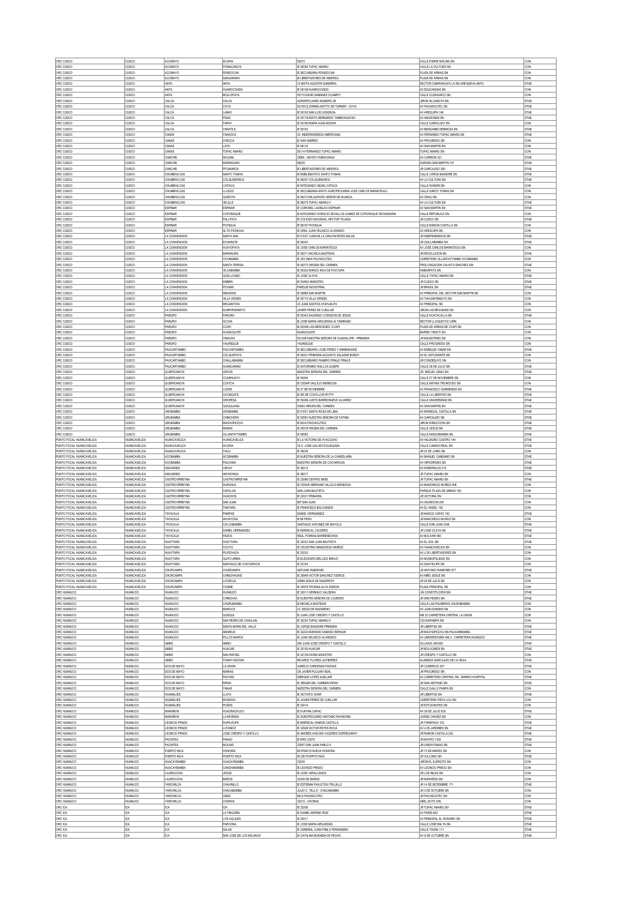| ORC CUSCO | CUSCO | ACOMAYO | ACOPIA | 50072 | CALLE PADRE MOLINA SN | CON |
|---|---|---|---|---|---|---|
| ORC CUSCO | CUSCO | ACOMAYO | POMACANCHI | IE 50056 TUPAC AMARU | CALLE LA CULTURA SN | CON |
| ORC CUSCO | CUSCO | ACOMAYO | RONDOCAN | IE SECUNDARIA RONDOCAN | PLAZA DE ARMAS SN | CON |
| ORC CUSCO | CUSCO | ACOMAYO | SANGARARA | IE LIBERTADORES DE AMERICA | PLAZA DE ARMAS SN | CON |
| ORC CUSCO | CUSCO | ANTA | ANTA | I E MIXTA AGUSTIN GAMARRA | SECTOR CHIMPAHUAYLLA SN URB NUEVA ANTA | STAE |
| ORC CUSCO | CUSCO | ANTA | HUAROCONDO | IE 50108 HUAROCONDO | AV EDUCANDAS SN | CON |
| ORC CUSCO | CUSCO | ANTA | MOLLEPATA | 50115 DAVID SAMANEZ OCAMPO | CALLE CUSHUAICO SN | CON |
| ORC CUSCO | CUSCO | CALCA | CALCA | AGROPECUARIO NUMERO 28 | JIRON VILCANOTA SN | STAE |
| ORC CUSCO | CUSCO | CALCA | COYA | 50159 CLORINDA MATTO DE TURNER - COYA | AV PACHACUTEC SN | STAE |
| ORC CUSCO | CUSCO | CALCA | LAMAY | IE 50160 SAN LUIS GONZAGA | AV AREQUIPA 149 | STAE |
| ORC CUSCO | CUSCO | CALCA | PISAC | IE 50178 MIXTO BERNARDO TAMBOHUACSO | AV AMAZONAS SN | STAE |
| ORC CUSCO | CUSCO | CALCA | TARAY | IE 50185 MARIA AUXILIADORA | CALLE GARCILAZO SN | CON |
| ORC CUSCO | CUSCO | CALCA | YANATILE | IE 50163 | AV BENGAMIN HERMOZA SN | STAE |
| ORC CUSCO | CUSCO | CANAS | YANAOCA | I.E. INDEPENDENCIA AMERICANA | AV FERNANDO TUPAC AMARU SN | STAE |
| ORC CUSCO | CUSCO | CANAS | CHECCA | IE SAN ANDRES | AV PROGRESO SN | CON |
| ORC CUSCO | CUSCO | CANAS | LAYO | IE 56133 | AV SAN MARTIN SN | CON |
| ORC CUSCO | CUSCO | CANAS | TUPAC AMARU | 56114 FERNANDO TUPAC AMARU | TUPAC AMARU SN | CON |
| ORC CUSCO | CUSCO | CANCHIS | SICUANI | CEBA - MATEO PUMACAHUA | AV CARRION 331 | STAE |
| ORC CUSCO | CUSCO | CANCHIS | MARANGANI | 56025 | AVENIDA SAN MARTIN 151 | STAE |
| ORC CUSCO | CUSCO | CANCHIS | PITUMARCA | IE LIBERTADORES DE AMERICA | JR GARCILASO 260 | STAE |
| ORC CUSCO | CUSCO | CHUMBIVILCAS | SANTO TOMAS | IE EMBLEMATICO SANTO TOMAS | CALLE JORGE BASADRE SN | STAE |
| ORC CUSCO | CUSCO | CHUMBIVILCAS | COLQUEMARCA | IE 56257 COLQUEMARCA | AV LA CULTURA SN | STAE |
| ORC CUSCO | CUSCO | CHUMBIVILCAS | LIVITACA | IE INTEGRADO 56265 LIVITACA | CALLE WARARI SN | CON |
| ORC CUSCO | CUSCO | CHUMBIVILCAS | LLUSCO | IE SECUNDARIA MIXTO AGROPECUARIA JOSE CARLOS MARIATEGUI | CALLE SANTO TOMAS SN | CON |
| ORC CUSCO | CUSCO | CHUMBIVILCAS | QUIÑOTA | IE 56272 MILAGROSO SEÑOR DE HUANCA | AV GRAU SN | CON |
| ORC CUSCO | CUSCO | CHUMBIVILCAS | VELILLE | IE 56275 TUPAC AMARU II | AV LA CULTURA SN | STAE |
| ORC CUSCO | CUSCO | ESPINAR | ESPINAR | IE CORONEL LADISLAO ESPINAR | AV SAN MARTIN SN | STAE |
| ORC CUSCO | CUSCO | ESPINAR | COPORAQUE | IE INTEGRADO HORACIO ZEVALLOS GAMEZ DE COPORAQUE SECUNDARIA | CALLE REPUBLICA SN | CON |
| ORC CUSCO | CUSCO | ESPINAR | PALLPATA | IE COLEGIO NACIONAL HECTOR TEJADA | JR CUSCO SN | STAE |
| ORC CUSCO | CUSCO | ESPINAR | PICHIGUA | IE 56187 PICHIGUA | CALLE RAMON CASTILLA SN | CON |
| ORC CUSCO | CUSCO | ESPINAR | ALTO PICHIGUA | IE GRAL JUAN VELASCO ALVARADO | AV AREQUIPA SN | CON |
| ORC CUSCO | CUSCO | LA CONVENCION | SANTA ANA | IE 51027 JUAN DE LA CRUZ MONTES SALAS | JR INDEPENDENCIA SN | CON |
| ORC CUSCO | CUSCO | LA CONVENCION | ECHARATE | IE 50243 | JR QUILLABAMBA SN | STAE |
| ORC CUSCO | CUSCO | LA CONVENCION | HUAYOPATA | IE JOSE CARLOS MARIATEGUI | AV JOSE CARLOS MARIATEGUI SN | CON |
| ORC CUSCO | CUSCO | LA CONVENCION | MARANURA | IE 50271 MICAELA BASTIDAS | JR REVOLUCION SN | STAE |
| ORC CUSCO | CUSCO | LA CONVENCION | OCOBAMBA | IE JEC INKA PACHACUTEQ | CARRETERA OLLANTAYTAMBO OCOBAMBA | CON |
| ORC CUSCO | CUSCO | LA CONVENCION | SANTA TERESA | IE 50273 VIRGEN DEL CARMEN | PROLONGACION CALIXTO SANCHEZ SN | STAE |
| ORC CUSCO | CUSCO | LA CONVENCION | VILCABAMBA | IE 50322 MANCO INCA DE PUCYURA | HABASPATA SN | CON |
| ORC CUSCO | CUSCO | LA CONVENCION | QUELLOUNO | IE JOSE OLAYA | CALLE TUPAC AMARU SN | STAE |
| ORC CUSCO | CUSCO | LA CONVENCION | KIMBIRI | IE DIVINO MAESTRO | JR CUSCO SN | CON |
| ORC CUSCO | CUSCO | LA CONVENCION | PICHARI | PARQUE INDUSTRIAL | JR BRASIL SN | STAE |
| ORC CUSCO | CUSCO | LA CONVENCION | INKAWASI | IE 50865 SAN MARTIN | AV PRINCIPAL DEL SECTOR SAN MARTIN SN | CON |
| ORC CUSCO | CUSCO | LA CONVENCION | VILLA VIRGEN | IE 50710 VILLA VIRGEN | AV TAHUANTINSUYO SN | CON |
| ORC CUSCO | CUSCO | LA CONVENCION | MEGANTONI | I.E JUAN SANTOS ATAHUALPA | AV PRINCIPAL SN | CON |
| ORC CUSCO | CUSCO | LA CONVENCION | KUMPIRUSHIATO | JAVIER PEREZ DE CUELLAR | JIRON LAS BEGONIAS SN | CON |
| ORC CUSCO | CUSCO | PARURO | PARURO | IE 50343 SAGRADO CORAZON DE JESUS | CALLE HUATACALLA SN | STAE |
| ORC CUSCO | CUSCO | PARURO | ACCHA | IE JOSE MARIA ARGUEDAS ALTAMIRANO | SECTOR LLOQUEYOC URIN | CON |
| ORC CUSCO | CUSCO | PARURO | CCAPI | IE 50358 LAS MERCEDES -CCAPI | PLAZA DE ARMAS DE CCAPI SN | CON |
| ORC CUSCO | CUSCO | PARURO | HUANOQUITE | HUANOQUITE | BARRIO TIMICTI SN | CON |
| ORC CUSCO | CUSCO | PARURO | OMACHA | 501208 NUESTRA SEÑORA DE GUADALUPE - PRIMARIA | JR MAGISTERIO SN | CON |
| ORC CUSCO | CUSCO | PARURO | YAURISQUE | YAURISQUE | CALLE PROGRESO SN | CON |
| ORC CUSCO | CUSCO | PAUCARTAMBO | PAUCARTAMBO | IE SECUNDARIO JOSE PEREZ Y ARMENDARIZ | AV ENRIQUE YABAR SN | STAE |
| ORC CUSCO | CUSCO | PAUCARTAMBO | COLQUEPATA | IE 50421 PRIMARIA AUGUSTO SALAZAR BONDY | AV EL ESTUDIANTE SN | CON |
| ORC CUSCO | CUSCO | PAUCARTAMBO | CHALLABAMBA | IE SECUNDARIO RAMIRO PRIALE PRIALE | JR CONDESUYO SN | CON |
| ORC CUSCO | CUSCO | PAUCARTAMBO | HUANCARANI | IE SATURNINO HUILLCA QUISPE | CALLE 28 DE JULIO SN | STAE |
| ORC CUSCO | CUSCO | QUISPICANCHI | URCOS | NUESTRA SEÑORA DEL CARMEN | JR. MIGUEL GRAU SN | STAE |
| ORC CUSCO | CUSCO | QUISPICANCHI | CCARHUAYO | IE 50464 | CALLE 27 DE NOVIEMBRE SN | CON |
| ORC CUSCO | CUSCO | QUISPICANCHI | CCATCA | IE CESAR VALLEJO MENDOZA | CALLE MATIAS TRONCOSO SN | CON |
| ORC CUSCO | CUSCO | QUISPICANCHI | LUCRE | IE 27 DE NOVIEMBRE | AV FRANCISCO CARMENDIA SN | STAE |
| ORC CUSCO | CUSCO | QUISPICANCHI | OCONGATE | IE SR DE CCOYLLOR RYTTY | CALLE LA LIBERTAD SN | STAE |
| ORC CUSCO | CUSCO | QUISPICANCHI | OROPESA | IE 50499 JUSTO BARRIONUEVO ALVAREZ | CALLE UNIVERSIDAD SN | STAE |
| ORC CUSCO | CUSCO | QUISPICANCHI | QUIQUIJANA | 50483 VIRGEN DEL CARMEN | AV SAN MARTIN SN | STAE |
| ORC CUSCO | CUSCO | URUBAMBA | URUBAMBA | IE 51031 SANTA ROSA DE LIMA | AV MARISCAL CASTILLA SN | STAE |
| ORC CUSCO | CUSCO | URUBAMBA | CHINCHERO | IE 50561 NUESTRA SEÑORA DE FATIMA | AV GARCILAZO SN | STAE |
| ORC CUSCO | CUSCO | URUBAMBA | MACHUPICCHU | IE INCA PACHACUTEQ | JIRON WIRACOCHA SN | STAE |
| ORC CUSCO | CUSCO | URUBAMBA | MARAS | IE 50578 VIRGEN DEL CARMEN | CALLE JESUS SN | STAE |
| ORC CUSCO | CUSCO | URUBAMBA | OLLANTAYTAMBO | IE 50583 | CALLE MASCABAMBA SN | STAE |
| PUNTO FOCAL HUANCAVELICA | HUANCAVELICA | HUANCAVELICA | HUANCAVELICA | IE LA VICTORIA DE AYACUCHO | AV HILDAURO CASTRO 144 | STAE |
| PUNTO FOCAL HUANCAVELICA | HUANCAVELICA | HUANCAVELICA | ACORIA | I.E.S. JOSE GALVEZ EGUSQUIZA | CALLE CAMINO REAL SN | STAE |
| PUNTO FOCAL HUANCAVELICA | HUANCAVELICA | HUANCAVELICA | YAULI | IE 36036 | JR 23 DE JUNIO SN | CON |
| PUNTO FOCAL HUANCAVELICA | HUANCAVELICA | ACOBAMBA | ACOBAMBA | IE NUESTRA SEÑORA DE LA CANDELARIA | AV MANUEL CANDAMO SN | STAE |
| PUNTO FOCAL HUANCAVELICA | HUANCAVELICA | ACOBAMBA | PAUCARA | NUESTRA SEÑORA DE COCHARCAS | AV HIPODROMO SN | STAE |
| PUNTO FOCAL HUANCAVELICA | HUANCAVELICA | ANGARAES | LIRCAY | IE 36214 | AV ESMERALDA 315 | STAE |
| PUNTO FOCAL HUANCAVELICA | HUANCAVELICA | ANGARAES | ANCHONGA | IE 36217 | JR TUPAC AMARU SN | CON |
| PUNTO FOCAL HUANCAVELICA | HUANCAVELICA | CASTROVIRREYNA | CASTROVIRREYNA | IE 22066 CENTRO BASE | JR TUPAC AMARU SN | STAE |
| PUNTO FOCAL HUANCAVELICA | HUANCAVELICA | CASTROVIRREYNA | AURAHUA | IE CESAR ABRAHAM VALLEJO MENDOZA | AV MANCHEGO MUÑOZ 458 | CON |
| PUNTO FOCAL HUANCAVELICA | HUANCAVELICA | CASTROVIRREYNA | CAPILLAS | SAN JUAN BAUTISTA | PARQUE PLAZA DE ARMAS 189 | CON |
| PUNTO FOCAL HUANCAVELICA | HUANCAVELICA | CASTROVIRREYNA | HUACHOS | IE 22021 PRIMARIA | JR VICTORIA SN | CON |
| PUNTO FOCAL HUANCAVELICA | HUANCAVELICA | CASTROVIRREYNA | SAN JUAN | IEP SAN JUAN | AV ASUNCION 205 | CON |
| PUNTO FOCAL HUANCAVELICA | HUANCAVELICA | CASTROVIRREYNA | TANTARA | IE FRANCISCO BOLOGNESI | AV EL ANGEL 182 | CON |
| PUNTO FOCAL HUANCAVELICA | HUANCAVELICA | TAYACAJA | PAMPAS | DANIEL HERNANDEZ | JR MANCO CAPAC 152 | STAE |
| PUNTO FOCAL HUANCAVELICA | HUANCAVELICA | TAYACAJA | AHUAYCHA | IE MI PERU | JR MANCHEGO MUÑOZ SN | CON |
| PUNTO FOCAL HUANCAVELICA | HUANCAVELICA | TAYACAJA | COLCABAMBA | SANTIAGO ANTUNEZ DE MAYOLO | CALLE SAN JUAN XXIII | STAE |
| PUNTO FOCAL HUANCAVELICA | HUANCAVELICA | TAYACAJA | DANIEL HERNANDEZ | IE MARISCAL CACERES | JR JOSE OLAYA SN | STAE |
| PUNTO FOCAL HUANCAVELICA | HUANCAVELICA | TAYACAJA | PAZOS | RAUL PORRAS BARRENECHEA | AV BOLIVAR 490 | STAE |
| PUNTO FOCAL HUANCAVELICA | HUANCAVELICA | HUAYTARA | HUAYTARA | IE 22023 SAN JUAN BAUTISTA | AV EL SOL SN | STAE |
| PUNTO FOCAL HUANCAVELICA | HUANCAVELICA | HUAYTARA | OCOYO | IE CELESTINO MANCHEGO MUÑOZ | AV HUANCAVELICA SN | CON |
| PUNTO FOCAL HUANCAVELICA | HUANCAVELICA | HUAYTARA | PILPICHACA | IE 22033 | AV LOS LIBERTADORES SN | CON |
| PUNTO FOCAL HUANCAVELICA | HUANCAVELICA | HUAYTARA | QUITO-ARMA | IE ELEODORO BELLIDO BRAVO | AV MUNICIPALIDAD SN | CON |
| PUNTO FOCAL HUANCAVELICA | HUANCAVELICA | HUAYTARA | SANTIAGO DE CHOCORVOS | IE 22164 | AV SAN FELIPE SN | CON |
| PUNTO FOCAL HUANCAVELICA | HUANCAVELICA | CHURCAMPA | CHURCAMPA | ANTONIO RAIMONDI | JR ANTONIO RAIMONDI 977 | STAE |
| PUNTO FOCAL HUANCAVELICA | HUANCAVELICA | CHURCAMPA | CHINCHIHUASI | IE 30948 VICTOR SANCHEZ TUEROS | AV NIÑO JESUS SN | CON |
| PUNTO FOCAL HUANCAVELICA | HUANCAVELICA | CHURCAMPA | LOCROJA | 30969 JESUS DE NAZARETH | JR 28 DE JULIO SN | CON |
| PUNTO FOCAL HUANCAVELICA | HUANCAVELICA | CHURCAMPA | COSME | IE 30979 THOMAS ALVA EDISON | PLAZA PRINCIPAL SN | CON |
| ORC HUANUCO | HUANUCO | HUANUCO | HUANUCO | IE 32011 HERMILIO VALDIZAN | JR CONSTITUCIÓN SN | STAE |
| ORC HUANUCO | HUANUCO | HUANUCO | CHINCHAO | IE NUESTRA SEÑORA DE LOURDES | JR SAN PEDRO SN | STAE |
| ORC HUANUCO | HUANUCO | HUANUCO | CHURUBAMBA | IE MICAELA BASTIDAS | CALLE LAS PALMERAS CHURUBAMBA | CON |
| ORC HUANUCO | HUANUCO | HUANUCO | MARGOS | I.E JESÚS DE NAZARENO | AV JUAN DURAND SN | CON |
| ORC HUANUCO | HUANUCO | HUANUCO | QUISQUI | IE JUAN JOSE CRESPO Y CASTILLO | KM 22 CARRETERA CENTRAL LA UNIÓN | CON |
| ORC HUANUCO | HUANUCO | HUANUCO | SAN PEDRO DE CHAULAN | IE 32034 TUPAC AMARU II | COCHAPAMPA SN | CON |
| ORC HUANUCO | HUANUCO | HUANUCO | SANTA MARIA DEL VALLE | IE JORGE BASADRE PRIMARIA | JR LIBERTAD SN | STAE |
| ORC HUANUCO | HUANUCO | HUANUCO | AMARILIS | IE 32223 MARIANO DAMASO BERAUN | JR MACHUPICCHU SN PAUCARBAMBA | STAE |
| ORC HUANUCO | HUANUCO | HUANUCO | PILLCO MARCA | IE JUAN VELASCO ALVARADO | AV UNIVERSITARIA KM 3 - CARRETERA HUÁNUCO | STAE |
| ORC HUANUCO | HUANUCO | AMBO | AMBO | 290 JUAN JOSE CRESPO Y CASTILLO | VILLASOL KM 880 | STAE |
| ORC HUANUCO | HUANUCO | AMBO | HUACAR | IE 32150 HUACAR | JR BOLOGNESI SN | STAE |
| ORC HUANUCO | HUANUCO | AMBO | SAN RAFAEL | IE 32159 DIVINO MAESTRO | JR CRESPO Y CASTILLO SN | CON |
| ORC HUANUCO | HUANUCO | AMBO | TOMAY-KICHWA | RICARDO FLORES GUTIERREZ | ALAMEDA GARCILAZO DE LA VEGA | STAE |
| ORC HUANUCO | HUANUCO | DOS DE MAYO | LA UNION | AURELIO CARDENAS PACHAS | JR COMERCIO 207 | STAE |
| ORC HUANUCO | HUANUCO | DOS DE MAYO | MARIAS | CN JAVIER PULGAR VIDAL | JR PROGRESO SN | CON |
| ORC HUANUCO | HUANUCO | DOS DE MAYO | PACHAS | ENRIQUE LOPEZ ALBUJAR | AV CARRETERA CENTRAL SN - BARRIO HOSPITAL | STAE |
| ORC HUANUCO | HUANUCO | DOS DE MAYO | RIPAN | IE VIRGEN DEL CARMEN RIPAN | JR SAN ANTONIO SN | STAE |
| ORC HUANUCO | HUANUCO | DOS DE MAYO | YANAS | NUESTRA SEÑORA DEL CARMEN | CALLE GALLO PAMPA SN | CON |
| ORC HUANUCO | HUANUCO | HUAMALIES | LLATA | IE VICTOR E VIVAR | JR LIBERTAD SN | STAE |
| ORC HUANUCO | HUANUCO | HUAMALIES | MONZON | IE JAVIER PEREZ DE CUELLAR | CARRETERA PISTA LOLI SN | STAE |
| ORC HUANUCO | HUANUCO | HUAMALIES | PUÑOS | IE 32414 | JR ESTUDIANTES SN | CON |
| ORC HUANUCO | HUANUCO | MARAÑON | HUACRACHUCO | IE HUAYNA CAPAC | AV 28 DE JULIO 838 | STAE |
| ORC HUANUCO | HUANUCO | MARAÑON | LA MORADA | IE AGROPECUARIO ANTONIO RAYMONDI | JORGE CHAVEZ SN | CON |
| ORC HUANUCO | HUANUCO | LEONCIO PRADO | RUPA-RUPA | IE MARISCAL RAMON CASTILLA | JR TARAPACA 133 | STAE |
| ORC HUANUCO | HUANUCO | LEONCIO PRADO | LUYANDO | IE 32508 VICTOR REYES ROCA | AV LOS JARDINES SN | STAE |
| ORC HUANUCO | HUANUCO | LEONCIO PRADO | JOSE CRESPO Y CASTILLO | IE ANDRES AVELINO CACERES DORREGARAY | JR RAMON CASTILLA 232 | STAE |
| ORC HUANUCO | HUANUCO | PACHITEA | PANAO | IE NRO 32575 | JR MAYRO 1002 | STAE |
| ORC HUANUCO | HUANUCO | PACHITEA | MOLINO | 32587 SAN JUAN PABLO II | JR UNION PANAO SN | STAE |
| ORC HUANUCO | HUANUCO | PUERTO INCA | HONORIA | IEI Nº64315 NUEVA HONORIA | JR 15 DE MARZO SN | CON |
| ORC HUANUCO | HUANUCO | PUERTO INCA | PUERTO INCA | IEI 283 PUERTO INCA | JR VULCANO SN | STAE |
| ORC HUANUCO | HUANUCO | HUACAYBAMBA | HUACAYBAMBA | 33230 | JIRON EL EJERCITO SN | STAE |
| ORC HUANUCO | HUANUCO | HUACAYBAMBA | CANCHABAMBA | IE LEONCIO PRADO | AV LEONCIO PRADO SN | CON |
| ORC HUANUCO | HUANUCO | LAURICOCHA | JESUS | IE JOSE VARALLANOS | JR LOS INCAS SN | CON |
| ORC HUANUCO | HUANUCO | LAURICOCHA | BAÑOS | 32256 DE BAÑOS | JR MARAÑON SN | CON |
| ORC HUANUCO | HUANUCO | YAROWILCA | CHAVINILLO | IE ESTEBAN PAVLETICH TRUJILLO | JR 14 DE SETIEMBRE 171 | STAE |
| ORC HUANUCO | HUANUCO | YAROWILCA | CHACABAMBA | JULIO C. TELLO - CHACABAMBA | JR 3 DE OCTUBRE SN | CON |
| ORC HUANUCO | HUANUCO | YAROWILCA | OBAS | INCA PACHACUTEC | JR PACHACUTEC SN | CON |
| ORC HUANUCO | HUANUCO | YAROWILCA | CHORAS | 32215 - CHORAS | ABEL SOTO SN | CON |
| ORC ICA | ICA | ICA | ICA | IE 22295 | JR TUPAC AMARU 281 | STAE |
| ORC ICA | ICA | ICA | LA TINGUIÑA | IE DANIEL MERINO RUIZ | AV PARIS 500 | STAE |
| ORC ICA | ICA | ICA | LOS AQUIJES | IE 22511 | AV PRINCIPAL EL ROSARIO SN | STAE |
| ORC ICA | ICA | ICA | PARCONA | IE JOSE MARIA ARGUEDAS | CALLE JOSE BALTA SN | STAE |
| ORC ICA | ICA | ICA | SALAS | IE GENERAL JUAN PABLO FERNANDINI | CALLE TACNA 111 | STAE |
| ORC ICA | ICA | ICA | SAN JOSE DE LOS MOLINOS | IE CATALINA BUENDIA DE PECHO | AV 9 DE OCTUBRE SN | STAE |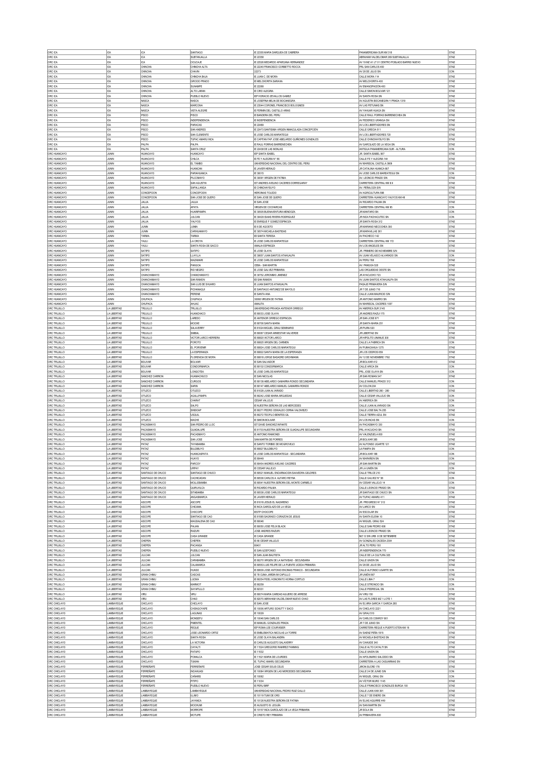| | | | | | | |
|---|---|---|---|---|---|---|
| ORC ICA | ICA | ICA | SANTIAGO | IE 22355 MARIA DARGUEA DE CABRERA | PANAMERICANA SUR KM 318 | STAE |
| ORC ICA | ICA | ICA | SUBTANJALLA | IE 22358 | ABRAHAM VALDELOMAR 289 SUBTANJALLA | STAE |
| ORC ICA | ICA | ICA | OCUCAJE | IE 22526 MEDARDO APARCANA HERNANDEZ | AV 19 MZ A1 LT 01 CENTRO POBLADO BARRIO NUEVO | STAE |
| ORC ICA | ICA | CHINCHA | CHINCHA ALTA | IE 22240 FRANCISCO CORBETTO ROCCA | PRL SAN CARLOS 400 | STAE |
| ORC ICA | ICA | CHINCHA | CHAVIN | 22273 | AV 28 DE JULIO SN | CON |
| ORC ICA | ICA | CHINCHA | CHINCHA BAJA | IE JUAN C. DE MORA | CALLE MORA 114 | STAE |
| ORC ICA | ICA | CHINCHA | CHINCHA | IE MELCHORITA SARAVIA | AV MELCHORITA 400 | STAE |
| ORC ICA | ICA | CHINCHA | GROCIO PRADO | IE 22268 | AV EMANCIPACIÓN 400 | STAE |
| ORC ICA | ICA | CHINCHA | SUNAMPE | IE CIRO ALEGRIA | CALLE SIMON BOLIVAR 121 | STAE |
| ORC ICA | ICA | CHINCHA | ALTO LARAN | IEP HORACIO ZEVALLOS GAMEZ | AV SANTA ROSA SN | STAE |
| ORC ICA | ICA | CHINCHA | PUEBLO NUEVO | IE JOSEFINA MEJIA DE BOCANEGRA | AV AGUSTIN BOCANEGRA Y PRADA 1319 | STAE |
| ORC ICA | ICA | NASCA | NASCA | IE 23544 CORONEL FRANCISCO BOLOGNESI | AV LAS PETUNIAS SN | STAE |
| ORC ICA | ICA | NASCA | MARCONA | IE FERMIN DEL CASTILLO ARIAS | AV YAHUAR HUACA SN | STAE |
| ORC ICA | ICA | NASCA | VISTA ALEGRE | IE BANDERA DEL PERU | CALLE RAUL PORRAS BARRENECHEA SN | STAE |
| ORC ICA | ICA | PISCO | PISCO | IE INDEPENDENCIA | AV FEDERICO URANGA SN | STAE |
| ORC ICA | ICA | PISCO | INDEPENDENCIA | IE 22489 | AV LOS LIBERTADORES SN | STAE |
| ORC ICA | ICA | PISCO | PARACAS | IE 22473 SANTISIMA VIRGEN INMACULADA CONCEPCIÓN | CALLE GRECIA 511 | STAE |
| ORC ICA | ICA | PISCO | SAN ANDRES | IE JOSE CARLOS MARIATEGUI | AV LOS LIBERTADORES 720 | STAE |
| ORC ICA | ICA | PISCO | SAN CLEMENTE | IE CAPITAN FAP JOSE ABELARDO QUIÑONES GONZALES | CALLE CHINCHAYSUYO SN | STAE |
| ORC ICA | ICA | PISCO | TUPAC AMARU INCA | IE RAUL PORRAS BARRENECHEA | AV GARCILAZO DE LA VEGA SN | STAE |
| ORC ICA | ICA | PALPA | PALPA | IE 22438 DE LAS MONJAS | ANTIGUA PANAMERICANA SUR - ALTURA | CON |
| ORC ICA | ICA | PALPA | SANTA CRUZ | IEP SANTA ISABEL | JR. SANTA ISABEL 567 | STAE |
| ORC HUANCAYO | JUNIN | HUANCAYO | HUANCAYO | IE FE Y ALEGRIA N° 66 | CALLE FE Y ALEGRIA 144 | STAE |
| ORC HUANCAYO | JUNIN | HUANCAYO | CHILCA | UNIVERSIDAD NACIONAL DEL CENTRO DEL PERU | AV MARISCAL CASTILLA 3909 | STAE |
| ORC HUANCAYO | JUNIN | HUANCAYO | EL TAMBO | IE JAVIER HERAUD | JR CATALINA HUANCA 667 | STAE |
| ORC HUANCAYO | JUNIN | HUANCAYO | HUANCAN | IE 30015 | AV JOSE CARLOS MAREATEGUI SN | CON |
| ORC HUANCAYO | JUNIN | HUANCAYO | PARIAHUANCA | IE 30091 VIRGEN DE FATIMA | AV. LEONCIO PRADO S/N | STAE |
| ORC HUANCAYO | JUNIN | HUANCAYO | PILCOMAYO | IST ANDRES AVELINO CACERES DORREGARAY | CARRETERA CENTRAL KM 8.9 | STAE |
| ORC HUANCAYO | JUNIN | HUANCAYO | SAN AGUSTIN | IE CHINCHAYSUYO | AV. PEÑALOZA S/N | STAE |
| ORC HUANCAYO | JUNIN | HUANCAYO | SAPALLANGA | HEROINAS TOLEDO | AV AGRICULTURA 598 | STAE |
| ORC HUANCAYO | JUNIN | CONCEPCION | CONCEPCION | IE SAN JOSE DE QUERO | CARRETERA HUANCAYO YAUYOS KM 48 | STAE |
| ORC HUANCAYO | JUNIN | CONCEPCION | SAN JOSE DE QUERO | IE SAN JOSE | AV RICARDO PALMA SN | STAE |
| ORC HUANCAYO | JUNIN | JAUJA | JAUJA | VIRGEN DE COCHARCAS | CARRETERA CENTRAL KM 95 | CON |
| ORC HUANCAYO | JUNIN | JAUJA | APATA | IE 30505 BUENAVENTURA MENDOZA | JR MANTARO SN | CON |
| ORC HUANCAYO | JUNIN | JAUJA | HUARIPAMPA | IE 30429 ISAIAS RIVERA RODRIGUEZ | JR INCA PACHACUTEC SN | CON |
| ORC HUANCAYO | JUNIN | JAUJA | JULCAN | IE ENRIQUE F GOMEZ ESPINOZA | JR SANTA ROSA 312 | STAE |
| ORC HUANCAYO | JUNIN | JAUJA | YAUYOS | IE 6 DE AGOSTO | JR MARIANO NECOCHEA 280 | STAE |
| ORC HUANCAYO | JUNIN | JUNIN | JUNIN | IE 30574 MICAELA BASTIDAS | JR MARAVILLAS 361 | STAE |
| ORC HUANCAYO | JUNIN | JUNIN | CARHUAMAYO | IEI SANTA TERESA | AV PACHECO 142 | STAE |
| ORC HUANCAYO | JUNIN | TARMA | TARMA | IE JOSE CARLOS MARIATEGUI | CARRETERA CENTRAL KM 172 | STAE |
| ORC HUANCAYO | JUNIN | YAULI | LA OROYA | AMAUTA ESPINOZA | AV LOS ANGELES SN | STAE |
| ORC HUANCAYO | JUNIN | YAULI | SANTA ROSA DE SACCO | IE JOSE OLAYA | JR. PRIMERO DE NOVIEMBRE S/N | STAE |
| ORC HUANCAYO | JUNIN | SATIPO | SATIPO | IE 30657 JUAN SANTOS ATAHUALPA | AV JUAN VELASCO ALVARADO SN | CON |
| ORC HUANCAYO | JUNIN | SATIPO | LLAYLLA | IE JOSE CARLOS MARIATEGUI | AV PERU 768 | STAE |
| ORC HUANCAYO | JUNIN | SATIPO | MAZAMARI | CEBA - SAN MARTIN | AV. PANGOA 528 | STAE |
| ORC HUANCAYO | JUNIN | SATIPO | PANGOA | IE JOSE GALVEZ PRIMARIA | LAS ORQUIDEAS OESTE SN | STAE |
| ORC HUANCAYO | JUNIN | SATIPO | RIO NEGRO | IE 30752 JERONIMO JIMENEZ | JR AYACUCHO 723 | STAE |
| ORC HUANCAYO | JUNIN | CHANCHAMAYO | CHANCHAMAYO | IEI SAN RAMON | AV JUAN SANTOS ATAHUALPA SN | STAE |
| ORC HUANCAYO | JUNIN | CHANCHAMAYO | SAN RAMON | IE JUAN SANTOS ATAHUALPA | PASAJE PRIMAVERA S/N | STAE |
| ORC HUANCAYO | JUNIN | CHANCHAMAYO | SAN LUIS DE SHUARO | IE SANTIAGO ANTUNEZ DE MAYOLO | JR 7 DE JUNIO 716 | STAE |
| ORC HUANCAYO | JUNIN | CHANCHAMAYO | PICHANAQUI | IE SANTA ANA | CALLE JUAN MAURICIO SN | STAE |
| ORC HUANCAYO | JUNIN | CHANCHAMAYO | PERENE | 30068 VIRGEN DE FATIMA | JR ANTONIO MARRO SN | STAE |
| ORC HUANCAYO | JUNIN | CHUPACA | CHUPACA | AMAUTA | AV MARISCAL CACERES 1007 | STAE |
| ORC HUANCAYO | JUNIN | CHUPACA | AHUAC | UNIVERSIDAD PRIVADA ANTENOR ORREGO | AV AMERICA SUR 3145 | STAE |
| ORC TRUJILLO | LA LIBERTAD | TRUJILLO | TRUJILLO | IE 80033 JOSE OLAYA | JR ANDRES RAZURI 175 | STAE |
| ORC TRUJILLO | LA LIBERTAD | TRUJILLO | HUANCHACO | IE ANTENOR ORREGO ESPINOZA | JR SAN JOSE 871 | STAE |
| ORC TRUJILLO | LA LIBERTAD | TRUJILLO | LAREDO | IE 80706 SANTA MARIA | JR SANTA MARIA 251 | STAE |
| ORC TRUJILLO | LA LIBERTAD | TRUJILLO | MOCHE | IE 81024 MIGUEL GRAU SEMINARIO | JR PIURA 520 | STAE |
| ORC TRUJILLO | LA LIBERTAD | TRUJILLO | SALAVERRY | IE 80087 CESAR ARMESTAR VALVERDE | JR LIBERTAD SN | STAE |
| ORC TRUJILLO | LA LIBERTAD | TRUJILLO | SIMBAL | IE 80820 VICTOR LARCO | JR HIPOLITO UNANUE 308 | STAE |
| ORC TRUJILLO | LA LIBERTAD | TRUJILLO | VICTOR LARCO HERRERA | IE 80825 VIRGEN DEL CARMEN | CALLE LA FABRICA SN | CON |
| ORC TRUJILLO | LA LIBERTAD | TRUJILLO | POROTO | IE 80824 JOSE CARLOS MARIATEGUI | AV PUMACAHUA 1275 | STAE |
| ORC TRUJILLO | LA LIBERTAD | TRUJILLO | EL PORVENIR | IE 80822 SANTA MARIA DE LA ESPERANZA | JR LOS CEDROS 699 | STAE |
| ORC TRUJILLO | LA LIBERTAD | TRUJILLO | LA ESPERANZA | IE 80818 JORGE BASADRE GROHMANN | AV 12 DE NOVIEMBRE 1792 | STAE |
| ORC TRUJILLO | LA LIBERTAD | TRUJILLO | FLORENCIA DE MORA | IE SAN SALVADOR | JR BOLIVAR 412 | STAE |
| ORC TRUJILLO | LA LIBERTAD | BOLIVAR | BOLIVAR | IE 80102 CONDORMARCA | CALLE ARICA SN | CON |
| ORC TRUJILLO | LA LIBERTAD | BOLIVAR | CONDORMARCA | IE JOSE CARLOS MARIATEGUI | PRL JOSE OLAYA SN | CON |
| ORC TRUJILLO | LA LIBERTAD | BOLIVAR | LONGOTEA | IE SAN NICOLAS | JR SAN ROMAN 347 | STAE |
| ORC TRUJILLO | LA LIBERTAD | SANCHEZ CARRION | HUAMACHUCO | IE 80138 ABELARDO GAMARRA RONDO SECUNDARIA | CALLE MANUEL PRADO 312 | CON |
| ORC TRUJILLO | LA LIBERTAD | SANCHEZ CARRION | CURGOS | IE 80147 ABELARDO MANUEL GAMARRA RONDO | AV COLON 284 | CON |
| ORC TRUJILLO | LA LIBERTAD | SANCHEZ CARRION | SARIN | IE 81028 JUAN ALVARADO | CALLE LIBERTAD 280 - 280 | STAE |
| ORC TRUJILLO | LA LIBERTAD | OTUZCO | OTUZCO | IE 80242 JOSE MARIA ARGUEDAS | CALLE CESAR VALLEJO SN | CON |
| ORC TRUJILLO | LA LIBERTAD | OTUZCO | AGALLPAMPA | CESAR VALLEJO | AV AMERICA SN | CON |
| ORC TRUJILLO | LA LIBERTAD | OTUZCO | CHARAT | IE NUESTRA SEÑORA DE LAS MERCEDES | CALLE JUAN ALVARADO SN | CON |
| ORC TRUJILLO | LA LIBERTAD | OTUZCO | SALPO | IE 80271 PEDRO OSWALDO CERNA VALDIVIEZO | CALLE JOSE BALTA 255 | STAE |
| ORC TRUJILLO | LA LIBERTAD | OTUZCO | SINSICAP | IE 80272 TEOFILO BENITES GIL | CALLE TIERRA AZUL SN | STAE |
| ORC TRUJILLO | LA LIBERTAD | OTUZCO | USQUIL | IE SIMON BOLIVAR | AV LOS INCAS SN | CON |
| ORC TRUJILLO | LA LIBERTAD | OTUZCO | MACHE | IST DAVID SANCHEZ INFANTE | AV PACASMAYO 330 | STAE |
| ORC TRUJILLO | LA LIBERTAD | PACASMAYO | SAN PEDRO DE LLOC | IE 81703 NUESTRA SEÑORA DE GUADALUPE SECUNDARIA | PRL AYACUCHO SN | STAE |
| ORC TRUJILLO | LA LIBERTAD | PACASMAYO | GUADALUPE | IE ANTONIO RAIMONDI | AV VALENZUELA 600 | STAE |
| ORC TRUJILLO | LA LIBERTAD | PACASMAYO | PACASMAYO | SAN MARTIN DE PORRES | JR BOLIVAR 385 | STAE |
| ORC TRUJILLO | LA LIBERTAD | PACASMAYO | SAN JOSE | IE SANTO TORIBIO DE MOGROVEJO | AV ALFONSO UGARTE 121 | STAE |
| ORC TRUJILLO | LA LIBERTAD | PATAZ | TAYABAMBA | IE 80827 BULDIBUYO | LA PAMPA SN | CON |
| ORC TRUJILLO | LA LIBERTAD | PATAZ | BULDIBUYO | IE JOSE CARLOS MARIATEGUI - SECUNDARIA | JR BOLIVAR 188 | CON |
| ORC TRUJILLO | LA LIBERTAD | PATAZ | HUANCASPATA | IE 80449 | AV MARAÑON SN | CON |
| ORC TRUJILLO | LA LIBERTAD | PATAZ | HUAYO | IE 80454 ANDRES AVELINO CACERES | JR SAN MARTIN SN | STAE |
| ORC TRUJILLO | LA LIBERTAD | PATAZ | PARCOY | IE CESAR VALLEJO | JR LA UNIÓN SN | CON |
| ORC TRUJILLO | LA LIBERTAD | PATAZ | URPAY | IE 80521 MANUEL ENCARNACION SAAVEDRA GELDRES | CALLE TRILCE 210 | STAE |
| ORC TRUJILLO | LA LIBERTAD | SANTIAGO DE CHUCO | SANTIAGO DE CHUCO | IE 80536 CARLOS A. ALFARO REYNA | CALLE GALVEZ N° 58 | CON |
| ORC TRUJILLO | LA LIBERTAD | SANTIAGO DE CHUCO | CACHICADAN | IE 80541 NUESTRA SEÑORA DEL MONTE CARMELO | AV CESAR VALLEJO 14 | CON |
| ORC TRUJILLO | LA LIBERTAD | SANTIAGO DE CHUCO | MOLLEBAMBA | IE RICARDO PALMA | CALLE LEONCIO PRADO SN | STAE |
| ORC TRUJILLO | LA LIBERTAD | SANTIAGO DE CHUCO | QUIRUVILCA | IE 80538 JOSE CARLOS MARIATEGUI | JR SANTIAGO DE CHUCO SN | CON |
| ORC TRUJILLO | LA LIBERTAD | SANTIAGO DE CHUCO | SITABAMBA | IE JAVIER HERAUD | AV TUPAC AMARU 411 | STAE |
| ORC TRUJILLO | LA LIBERTAD | SANTIAGO DE CHUCO | ANGASMARCA | IE 81018 JESUS EL NAZARENO | JR. PROGRESO N° 312 | STAE |
| ORC TRUJILLO | LA LIBERTAD | ASCOPE | ASCOPE | IE INCA GARCILAZO DE LA VEGA | AV LARCO SN | STAE |
| ORC TRUJILLO | LA LIBERTAD | ASCOPE | CHICAMA | IESTP CHOCOPE | AV ESCOLAR SN | STAE |
| ORC TRUJILLO | LA LIBERTAD | ASCOPE | CHOCOPE | IE 81585 SAGRADO CORAZON DE JESUS | AV SANTA ELENA 10 | STAE |
| ORC TRUJILLO | LA LIBERTAD | ASCOPE | SANTIAGO DE CAO | IE 80046 | AV MIGUEL GRAU 324 | STAE |
| ORC TRUJILLO | LA LIBERTAD | ASCOPE | MAGDALENA DE CAO | IE 80050 JOSE FELIX BLACK | CALLE SAN PEDRO 606 | STAE |
| ORC TRUJILLO | LA LIBERTAD | ASCOPE | PAIJAN | JOSE ANDRES RAZURI | CALLE LEONCIO PRADO SN | STAE |
| ORC TRUJILLO | LA LIBERTAD | ASCOPE | RAZURI | IE CASA GRANDE | MZ 13 S/N URB. 8 DE SETIEMBRE | STAE |
| ORC TRUJILLO | LA LIBERTAD | ASCOPE | CASA GRANDE | IE 68 CESAR VALLEJO | AV GONZALES CACEDA 2384 | STAE |
| ORC TRUJILLO | LA LIBERTAD | CHEPEN | CHEPEN | 80401 | JR ALTO PERU 193 | STAE |
| ORC TRUJILLO | LA LIBERTAD | CHEPEN | PACANGA | IE SAN ILDEFONSO | JR INDEPENDENCIA 770 | STAE |
| ORC TRUJILLO | LA LIBERTAD | CHEPEN | PUEBLO NUEVO | IE SAN JUAN BAUTISTA | CALLE DE LA CULTURA 305 | STAE |
| ORC TRUJILLO | LA LIBERTAD | JULCAN | JULCAN | IE 80270 VIRGEN DE LA NATIVIDAD - SECUNDARIA | CALLE UNION SN | STAE |
| ORC TRUJILLO | LA LIBERTAD | JULCAN | CARABAMBA | IE 80553 LUIS FELIPE DE LA PUENTE UCEDA PRIMARIA | AV 28 DE JULIO SN | STAE |
| ORC TRUJILLO | LA LIBERTAD | JULCAN | CALAMARCA | IE 80609 JOSE ANTONIO ENCINAS FRANCO - SECUNDARIA | CALLE ALFONSO UGARTE SN | CON |
| ORC TRUJILLO | LA LIBERTAD | JULCAN | HUASO | IE 78 CUNA JARDIN MI CAPULLO | JR UNIÓN 567 | STAE |
| ORC TRUJILLO | LA LIBERTAD | GRAN CHIMU | CASCAS | IE 80254 FIDEL HONORATO HORNA CORTIJO | CALLE LIMA 7 | CON |
| ORC TRUJILLO | LA LIBERTAD | GRAN CHIMU | LUCMA | IE 80259 | CALLE STRONCIO SN | CON |
| ORC TRUJILLO | LA LIBERTAD | GRAN CHIMU | MARMOT | IE 82331 | CALLE PEDREGAL SN | CON |
| ORC TRUJILLO | LA LIBERTAD | GRAN CHIMU | SAYAPULLO | IE 80074 MARIA CARIDAD AGUERO DE ARRESE | AV VIRU 150 | STAE |
| ORC TRUJILLO | LA LIBERTAD | VIRU | VIRU | IE 82070 ABRAHAM VALDELOMAR NUEVO CHAO | AV LAS FLORES MZ 1 LOTE 1 | STAE |
| ORC TRUJILLO | LA LIBERTAD | VIRU | CHAO | IE SAN JOSE | AV ELVIRA GARCIA Y GARCIA 285 | STAE |
| ORC CHICLAYO | LAMBAYEQUE | CHICLAYO | CHICLAYO | IE 11024 GREGORIO RAMIREZ FANNING | AV CHICLAYO 2221 | STAE |
| ORC CHICLAYO | LAMBAYEQUE | CHICLAYO | CHONGOYAPE | IE 10006 ARTURO SCHUTT Y SACO | AV GRAU 510 | STAE |
| ORC CHICLAYO | LAMBAYEQUE | CHICLAYO | LAGUNAS | IE 10029 | AV CARLOS CONROY 561 | STAE |
| ORC CHICLAYO | LAMBAYEQUE | CHICLAYO | MONSEFU | IE 10046 SAN CARLOS | CARRETERA A LAS CASUARINAS SN | STAE |
| ORC CHICLAYO | LAMBAYEQUE | CHICLAYO | PIMENTEL | IE MANUEL GONZALES PRADA | JR 7 DE JUNIO SN | STAE |
| ORC CHICLAYO | LAMBAYEQUE | CHICLAYO | TUMAN | IE. TUPAC AMARU SECUNDARIA | CARRETERA REQUE A PUERTO ETEN KM 18 | STAE |
| ORC CHICLAYO | LAMBAYEQUE | CHICLAYO | REQUE | IEP ROMA LEE COURVISIER | AV SAENZ PEÑA 1615 | STAE |
| ORC CHICLAYO | LAMBAYEQUE | CHICLAYO | JOSE LEONARDO ORTIZ | IE EMBLEMATICA NICOLAS LA TORRE | AV MICAELA BASTIDAS SN | STAE |
| ORC CHICLAYO | LAMBAYEQUE | CHICLAYO | SANTA ROSA | IE JOSE OLAYA BALANDRA | AV CAHUIDE 340 | STAE |
| ORC CHICLAYO | LAMBAYEQUE | CHICLAYO | LA VICTORIA | IE CARLOS AUGUSTO SALAVERRY | CALLE ALTO CAYALTI SN | STAE |
| ORC CHICLAYO | LAMBAYEQUE | CHICLAYO | CAYALTI | IE 11532 | CALLE UNION SN | STAE |
| ORC CHICLAYO | LAMBAYEQUE | CHICLAYO | PATAPO | IE 11521 MARIA DE LOURDES | AV APOLINARIO SALCEDO SN | STAE |
| ORC CHICLAYO | LAMBAYEQUE | CHICLAYO | POMALCA | JOSE CESAR SOLIS CELIS | JIRON SUCRE 178 | STAE |
| ORC CHICLAYO | LAMBAYEQUE | FERREÑAFE | FERREÑAFE | IE 10084 VIRGEN DE LAS MERCEDES SECUNDARIA | CALLE 24 DE JUNIO S/N | CON |
| ORC CHICLAYO | LAMBAYEQUE | FERREÑAFE | INCAHUASI | IE 10062 | AV MIGUEL GRAU SN | CON |
| ORC CHICLAYO | LAMBAYEQUE | FERREÑAFE | CAÑARIS | IE 11034 | AV VICTOR MURO 1145 | STAE |
| ORC CHICLAYO | LAMBAYEQUE | FERREÑAFE | PITIPO | IE PERU BIRF | CALLE FRANCISCO GONZALES BURGA 180 | STAE |
| ORC CHICLAYO | LAMBAYEQUE | FERREÑAFE | PUEBLO NUEVO | UNIVERSIDAD NACIONAL PEDRO RUIZ GALLO | CALLE JUAN XXIII 391 | STAE |
| ORC CHICLAYO | LAMBAYEQUE | LAMBAYEQUE | LAMBAYEQUE | IE 10119 TUMI DE ORO | CALLE 7 DE ENERO SN | STAE |
| ORC CHICLAYO | LAMBAYEQUE | LAMBAYEQUE | ILLIMO | IE 10126 NUESTRA SEÑORA DE FATIMA | AV ELIAS AGUIRRE 449 | STAE |
| ORC CHICLAYO | LAMBAYEQUE | LAMBAYEQUE | JAYANCA | IE AUGUSTO B. LEGUÍA | AV SAN MARTIN SN | STAE |
| ORC CHICLAYO | LAMBAYEQUE | LAMBAYEQUE | MOCHUMI | IE 10157 INCA GARCILAZO DE LA VEGA PRIMARIA | JR SOLA SN | STAE |
| ORC CHICLAYO | LAMBAYEQUE | LAMBAYEQUE | MORROPE | IE CRISTO REY PRIMARIA | AV PRIMAVERA 600 | STAE |
| ORC CHICLAYO | LAMBAYEQUE | LAMBAYEQUE | MOTUPE | | | |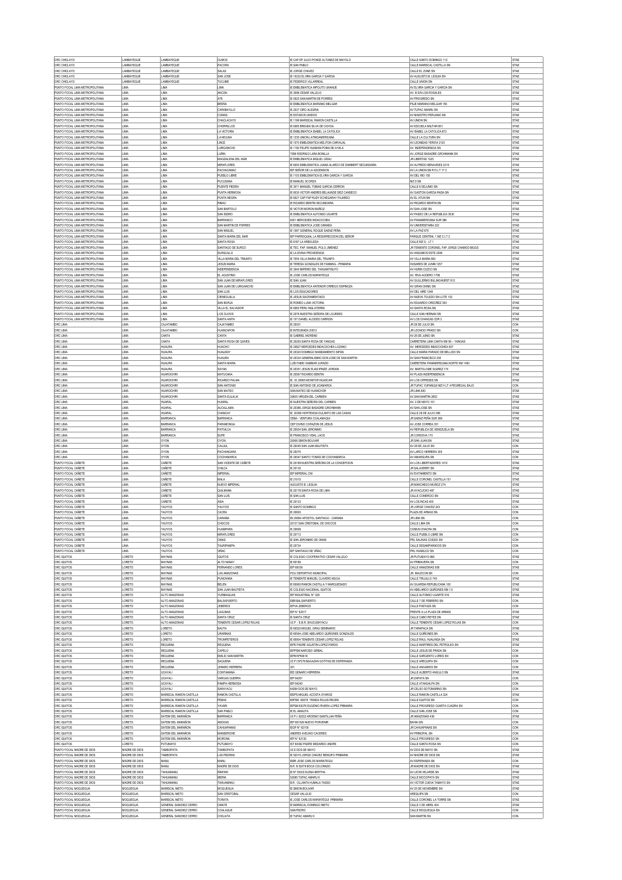| | | | | | | |
|---|---|---|---|---|---|---|
| ORC CHICLAYO | LAMBAYEQUE | LAMBAYEQUE | OLMOS | IE CAP EP JULIO PONCE ALTUNEZ DE MAYOLO | CALLE SANTO DOMINGO 112 | STAE |
| ORC CHICLAYO | LAMBAYEQUE | LAMBAYEQUE | PACORA | IE SAN PABLO | CALLE MARISCAL CASTILLA SN | STAE |
| ORC CHICLAYO | LAMBAYEQUE | LAMBAYEQUE | SALAS | IE JORGE CHAVEZ | CALLE EL ZUNE SN | STAE |
| ORC CHICLAYO | LAMBAYEQUE | LAMBAYEQUE | SAN JOSE | IE 10222 ELVIRA GARCIA Y GARCIA | AV AUGUSTO B. LEGUIA SN | STAE |
| ORC CHICLAYO | LAMBAYEQUE | LAMBAYEQUE | TUCUME | IE FEDERICO VILLARREAL | CALLE UNION SN | STAE |
| PUNTO FOCAL LIMA METROPOLITANA | LIMA | LIMA | LIMA | IE EMBLEMATICA HIPOLITO UNANUE | AV ELVIRA GARCIA Y GARCIA SN | STAE |
| PUNTO FOCAL LIMA METROPOLITANA | LIMA | LIMA | ANCON | IE 3098 CESAR VALLEJO | AV. B S/N LOS ROSALES | STAE |
| PUNTO FOCAL LIMA METROPOLITANA | LIMA | LIMA | ATE | IE 0025 SAN MARTIN DE PORRES | AV PROGRESO SN | STAE |
| PUNTO FOCAL LIMA METROPOLITANA | LIMA | LIMA | BREÑA | IE EMBLEMATICA MARIANO MELGAR | PSJE MARIANO MELGAR 155 | STAE |
| PUNTO FOCAL LIMA METROPOLITANA | LIMA | LIMA | CARABAYLLO | IE 2037 CIRO ALEGRIA | AV TUPAC AMARU SN | STAE |
| PUNTO FOCAL LIMA METROPOLITANA | LIMA | LIMA | COMAS | IE ESTADOS UNIDOS | AV MAESTRO PERUANO SN | STAE |
| PUNTO FOCAL LIMA METROPOLITANA | LIMA | LIMA | CHACLACAYO | IE 1199 MARISCAL RAMON CASTILLA | AV UNION SN | STAE |
| PUNTO FOCAL LIMA METROPOLITANA | LIMA | LIMA | CHORRILLOS | IE 6085 BRIGIDA SILVA DE OCHOA | AV ESCUELA MILITAR 851 | STAE |
| PUNTO FOCAL LIMA METROPOLITANA | LIMA | LIMA | LA VICTORIA | IE EMBLEMATICA ISABEL LA CATOLICA | AV ISABEL LA CATOLICA 872 | STAE |
| PUNTO FOCAL LIMA METROPOLITANA | LIMA | LIMA | LA MOLINA | IE 1235 UNION LATINOAMERICANA | CALLE LA CULTURA SN | STAE |
| PUNTO FOCAL LIMA METROPOLITANA | LIMA | LIMA | LINCE | IE 1070 EMBLEMATICA MELITON CARVAJAL | AV LEONIDAS YEROVI 2120 | STAE |
| PUNTO FOCAL LIMA METROPOLITANA | LIMA | LIMA | LURIGANCHO | IE 1190 FELIPE HUAMAN POMA DE AYALA | AV. INDEPENDENCIA SN | STAE |
| PUNTO FOCAL LIMA METROPOLITANA | LIMA | LIMA | LURIN | 7098 RODRIGO LARA BONILLA | AV JORGE BASADRE GROHMANN SN | STAE |
| PUNTO FOCAL LIMA METROPOLITANA | LIMA | LIMA | MAGDALENA DEL MAR | IE EMBLEMATICA MIGUEL GRAU | JR LIBERTAD 1025 | STAE |
| PUNTO FOCAL LIMA METROPOLITANA | LIMA | LIMA | MIRAFLORES | IE 6050 EMBLEMATICA JUANA ALARCO DE DAMMERT SECUNDARIA | AV ALFREDO BENAVIDES 2315 | STAE |
| PUNTO FOCAL LIMA METROPOLITANA | LIMA | LIMA | PACHACAMAC | IEP SEÑOR DE LA ASCENSION | AV LA UNION SN R13 LT 17 C | STAE |
| PUNTO FOCAL LIMA METROPOLITANA | LIMA | LIMA | PUEBLO LIBRE | IE 1103 EMBLEMATICA ELVIRA GARCIA Y GARCIA | AV DEL RIO 185 | STAE |
| PUNTO FOCAL LIMA METROPOLITANA | LIMA | LIMA | PUCUSANA | IE MANUEL SCORZA | MZ D SN | STAE |
| PUNTO FOCAL LIMA METROPOLITANA | LIMA | LIMA | PUENTE PIEDRA | IE 3071 MANUEL TOBIAS GARCIA CERRON | CALLE 9 DE JUNIO SN | STAE |
| PUNTO FOCAL LIMA METROPOLITANA | LIMA | LIMA | PUNTA HERMOSA | IE 6030 VICTOR ANDRES BELAUNDE DIEZ CANSECO | AV GASTON GARCIA RADA SN | STAE |
| PUNTO FOCAL LIMA METROPOLITANA | LIMA | LIMA | PUNTA NEGRA | IE 6027 CAP FAP RUDY ECHEGARAY FAJARDO | AV EL ATUN SN | STAE |
| PUNTO FOCAL LIMA METROPOLITANA | LIMA | LIMA | RIMAC | IE RICARDO BENTIN SECUNDARIA | AV RICARDO BENTIN SN | STAE |
| PUNTO FOCAL LIMA METROPOLITANA | LIMA | LIMA | SAN BARTOLO | IE VICTOR MORON MUÑOZ | AV SAN JOSE SN | STAE |
| PUNTO FOCAL LIMA METROPOLITANA | LIMA | LIMA | SAN ISIDRO | IE EMBLEMATICA ALFONSO UGARTE | AV PASEO DE LA REPUBLICA 3530 | STAE |
| PUNTO FOCAL LIMA METROPOLITANA | LIMA | LIMA | BARRANCO | 6051 MERCEDES INDACOCHEA | AV PANAMERICANA SUR 386 | STAE |
| PUNTO FOCAL LIMA METROPOLITANA | LIMA | LIMA | SAN MARTIN DE PORRES | IE EMBLEMATICA JOSE GRANDA | AV UNIVERSITARIA 222 | STAE |
| PUNTO FOCAL LIMA METROPOLITANA | LIMA | LIMA | SAN MIGUEL | IE 1087 GENERAL ROQUE SAENZ PEÑA | AV LA PAZ 675 | STAE |
| PUNTO FOCAL LIMA METROPOLITANA | LIMA | LIMA | SANTA MARIA DEL MAR | IEP PARROQUIAL LA RESURRECCION DEL SEÑOR | PARQUE CENTRAL 1 MZ C LT 2 | STAE |
| PUNTO FOCAL LIMA METROPOLITANA | LIMA | LIMA | SANTA ROSA | IE 8187 LA ARBOLEDA | CALLE MZ G - LT 1 | STAE |
| PUNTO FOCAL LIMA METROPOLITANA | LIMA | LIMA | SANTIAGO DE SURCO | IE TEC. FAP. MANUEL POLO JIMENEZ | JR TENIENTE CORONEL FAP JORGE CHAMOD BIGGS | STAE |
| PUNTO FOCAL LIMA METROPOLITANA | LIMA | LIMA | SURQUILLO | IE LA DIVINA PROVIDENCIA | AV ANGAMOS ESTE 2296 | STAE |
| PUNTO FOCAL LIMA METROPOLITANA | LIMA | LIMA | VILLA MARIA DEL TRIUNFO | IE 7054 VILLA MARIA DEL TRIUNFO | AV VILLA MARIA 880 | STAE |
| PUNTO FOCAL LIMA METROPOLITANA | LIMA | LIMA | JESUS MARIA | IE TERESA GONZALES DE FANNING - PRIMARIA | HUSARES DE JUNIN 1257 | STAE |
| PUNTO FOCAL LIMA METROPOLITANA | LIMA | LIMA | INDEPENDENCIA | IE 3049 IMPERIO DEL TAHUANTISUYO | AV HUIRIN CUZCO SN | STAE |
| PUNTO FOCAL LIMA METROPOLITANA | LIMA | LIMA | EL AGUSTINO | IE JOSE CARLOS MARIATEGUI | AV. RIVA AGÜERO 1758 | STAE |
| PUNTO FOCAL LIMA METROPOLITANA | LIMA | LIMA | SAN JUAN DE MIRAFLORES | IE SAN JUAN | AV GUILLERMO BILLINGHURST 812 | STAE |
| PUNTO FOCAL LIMA METROPOLITANA | LIMA | LIMA | SAN JUAN DE LURIGANCHO | IE EMBLEMATICA ANTENOR ORREGO ESPINOZA | AV GRAN CHIMU SN | STAE |
| PUNTO FOCAL LIMA METROPOLITANA | LIMA | LIMA | SAN LUIS | IE LOS EDUCADORES | AV DEL AIRE 1248 | STAE |
| PUNTO FOCAL LIMA METROPOLITANA | LIMA | LIMA | CIENEGUILLA | IE JESUS SACRAMENTADO | AV NUEVA TOLEDO SN LOTE 103 | STAE |
| PUNTO FOCAL LIMA METROPOLITANA | LIMA | LIMA | SAN BORJA | IE ROMEO LUNA VICTORIA | AV EDUARDO ORDOÑEZ 383 | STAE |
| PUNTO FOCAL LIMA METROPOLITANA | LIMA | LIMA | VILLA EL SALVADOR | IE 6065 PERU INGLATERRA | AV SANTA ROSA SN | STAE |
| PUNTO FOCAL LIMA METROPOLITANA | LIMA | LIMA | LOS OLIVOS | IE 2078 NUESTRA SEÑORA DE LOURDES | CALLE SAN HERNAN SN | STAE |
| PUNTO FOCAL LIMA METROPOLITANA | LIMA | LIMA | SANTA ANITA | IE 107 DANIEL ALCIDES CARRION | AV LOS CHANCAS CDR 3 | STAE |
| ORC LIMA | LIMA | CAJATAMBO | CAJATAMBO | IE 20001 | JR 28 DE JULIO SN | CON |
| ORC LIMA | LIMA | CAJATAMBO | HUANCAPON | IE INTEGRADA 20612 | JR LEONCIO PRADO SN | CON |
| ORC LIMA | LIMA | CANTA | CANTA | IE GABRIEL MORENO | AV 26 DE JUNIO SN | STAE |
| ORC LIMA | LIMA | CANTA | SANTA ROSA DE QUIVES | IE 20250 SANTA ROSA DE YANGAS | CARRETERA LIMA CANTA KM 56 – YANGAS | STAE |
| ORC LIMA | LIMA | HUAURA | HUACHO | IE 20827 MERCEDES INDACOCHEA LOZANO | AV. MERCEDES INDACOCHEA 657 | STAE |
| ORC LIMA | LIMA | HUAURA | HUALMAY | IE 20320 DOMINGO MANDAMIENTO SIPAN | CALLE MARIA PARADO DE BELLIDO SN | STAE |
| ORC LIMA | LIMA | HUAURA | HUAURA | IE 20334 GENERALISIMO DON JOSE DE SAN MARTIN | AV SAN FRANCISCO 258 | STAE |
| ORC LIMA | LIMA | HUAURA | SANTA MARIA | LUIS FABIO XAMMAR JURADO | CARRETERA PANAMERICANA NORTE KM 1450 | STAE |
| ORC LIMA | LIMA | HUAURA | SAYAN | IE 20351 JESUS ELIAS PINEZ JORDAN | AV. BARTOLOME SUAREZ 174 | STAE |
| ORC LIMA | LIMA | HUAROCHIRI | MATUCANA | IE 20567 RICARDO BENTIN | AV PLAZA INDEPENDENCIA | STAE |
| ORC LIMA | LIMA | HUAROCHIRI | RICARDO PALMA | IE. I.E 20955 MONITOR HUASCAR | AV LOS CIPRESES SN | STAE |
| ORC LIMA | LIMA | HUAROCHIRI | SAN ANTONIO | IE SAN ANTONIO DE JICAMARCA | JR TUPAC YUPANQUI MZ H LT 4 PEGREGAL BAJO | CON |
| ORC LIMA | LIMA | HUAROCHIRI | SAN MATEO | SAN MATEO DE HUANCHOR | JR LIMA 800 | STAE |
| ORC LIMA | LIMA | HUAROCHIRI | SANTA EULALIA | 20605 VIRGEN DEL CARMEN | AV SAN MARTIN 2852 | STAE |
| ORC LIMA | LIMA | HUARAL | HUARAL | IE NUESTRA SEÑORA DEL CARMEN | AV. 2 DE MAYO 101 | STAE |
| ORC LIMA | LIMA | HUARAL | AUCALLAMA | IE 20386 JORGE BASADRE GROHMANN | AV SAN JOSE SN | STAE |
| ORC LIMA | LIMA | HUARAL | CHANCAY | IE. 20398 HORTENCIA DULANTO DE LAS CASAS | CALLE 28 DE JULIO 286 | STAE |
| ORC LIMA | LIMA | BARRANCA | BARRANCA | CEBA – VENTURA CCALAMAQUI | JR SAENZ PEÑA SUR 389 | STAE |
| ORC LIMA | LIMA | BARRANCA | PARAMONGA | CEP DIVINO CORAZON DE JESUS | AV JOSE CORREA 351 | STAE |
| ORC LIMA | LIMA | BARRANCA | PATIVILCA | IE 20504 SAN JERONIMO | AV REPUBLICA DE VENEZUELA SN | STAE |
| ORC LIMA | LIMA | BARRANCA | SUPE | IE FRANCISCO VIDAL LAOS | JR CORDOVA 170 | STAE |
| ORC LIMA | LIMA | OYON | OYON | 20095 SIMON BOLIVAR | JR SAN JUAN SN | STAE |
| ORC LIMA | LIMA | OYON | CAUJUL | IE 20045 SAN JUAN BAUTISTA | AV 28 DE JULIO SN | CON |
| ORC LIMA | LIMA | OYON | PACHANGARA | IE 20075 | AV LARCO HERRERA 305 | STAE |
| ORC LIMA | LIMA | OYON | COCHAMARCA | IE 20047 SANTO TOMÁS DE COCHAMARCA | AV AMARGURA SN | CON |
| PUNTO FOCAL CAÑETE | LIMA | CAÑETE | SAN VICENTE DE CAÑETE | IE 20189 NUESTRA SEÑORA DE LA CONCEPCION | AV LOS LIBERTADORES 1410 | STAE |
| PUNTO FOCAL CAÑETE | LIMA | CAÑETE | CHILCA | IE 20135 | JR SALAVERRY SN | STAE |
| PUNTO FOCAL CAÑETE | LIMA | CAÑETE | IMPERIAL | IEP IMPERIAL CNI | AV EVITAMIENTO SN | STAE |
| PUNTO FOCAL CAÑETE | LIMA | CAÑETE | MALA | IE 21015 | CALLE CORONEL CASTILLA 151 | STAE |
| PUNTO FOCAL CAÑETE | LIMA | CAÑETE | NUEVO IMPERIAL | AUGUSTO B. LEGUIA | JR MANCHEGO MUÑOZ 274 | STAE |
| PUNTO FOCAL CAÑETE | LIMA | CAÑETE | QUILMANA | IE 20178 SANTA ROSA DE LIMA | JR AYACUCHO 487 | STAE |
| PUNTO FOCAL CAÑETE | LIMA | CAÑETE | SAN LUIS | IE SAN LUIS | CALLE COMERCIO SN | STAE |
| PUNTO FOCAL CAÑETE | LIMA | CAÑETE | ASIA | IE 20123 | AV LOS INCAS 400 | STAE |
| PUNTO FOCAL CAÑETE | LIMA | YAUYOS | YAUYOS | IE SANTO DOMINGO | JR JORGE CHAVEZ 243 | CON |
| PUNTO FOCAL CAÑETE | LIMA | YAUYOS | CACRA | IE 20693 | PLAZA DE ARMAS SN | CON |
| PUNTO FOCAL CAÑETE | LIMA | YAUYOS | CARANIA | IEI 20694 APOSTOL SANTIAGO - CARANIA | JR LIMA SN | CON |
| PUNTO FOCAL CAÑETE | LIMA | YAUYOS | CHOCOS | 20137 SAN CRISTOBAL DE CHOCOS | CALLE LIMA SN | CON |
| PUNTO FOCAL CAÑETE | LIMA | YAUYOS | HUAMPARA | IE 20699 | COMUN CHACRA SN | CON |
| PUNTO FOCAL CAÑETE | LIMA | YAUYOS | MIRAFLORES | IE 20713 | CALLE PUEBLO LIBRE SN | CON |
| PUNTO FOCAL CAÑETE | LIMA | YAUYOS | OMAS | IE SAN JERONIMO DE OMAS | PRL SALINAS COSSIO SN | CON |
| PUNTO FOCAL CAÑETE | LIMA | YAUYOS | TAURIPAMPA | IE 20734 | CALLE DESAMPARADOS SN | CON |
| PUNTO FOCAL CAÑETE | LIMA | YAUYOS | VIÑAC | IEP SANTIAGO DE VIÑAC | PRL HUANUCO SN | CON |
| ORC IQUITOS | LORETO | MAYNAS | IQUITOS | IE COLEGIO COOPERATIVO CESAR VALLEJO | JR PUTUMAYO 966 | STAE |
| ORC IQUITOS | LORETO | MAYNAS | ALTO NANAY | IE 60189 | AV PRIMAVERA SN | CON |
| ORC IQUITOS | LORETO | MAYNAS | FERNANDO LORES | IEP 60039 | CALLE AMAZONAS 508 | STAE |
| ORC IQUITOS | LORETO | MAYNAS | LAS AMAZONAS | POLI DEPORTIVO MUNICIPAL | JR. MALECON SN | CON |
| ORC IQUITOS | LORETO | MAYNAS | PUNCHANA | IE TENIENTE MANUEL CLAVERO MUGA | CALLE TRUJILLO 745 | STAE |
| ORC IQUITOS | LORETO | MAYNAS | BELEN | IE 60993 RAMON CASTILLA Y MARQUESADO | AV GUARDIA REPUBLICANA 100 | STAE |
| ORC IQUITOS | LORETO | MAYNAS | SAN JUAN BAUTISTA | IE COLEGIO NACIONAL IQUITOS | AV ABELARDO QUIÑONES KM 1.5 | STAE |
| ORC IQUITOS | LORETO | ALTO AMAZONAS | YURIMAGUAS | IEP INDUSTRIAL N° 029 | CALLE ALFONSO UGARTE 910 | STAE |
| ORC IQUITOS | LORETO | ALTO AMAZONAS | BALSAPUERTO | EBR BALSAPUERTO | CALLE 7 DE FEBRERO SN | CON |
| ORC IQUITOS | LORETO | ALTO AMAZONAS | JEBEROS | IEPVA JEBEROS | CALLE PASTAZA SN | CON |
| ORC IQUITOS | LORETO | ALTO AMAZONAS | LAGUNAS | IEP N° 62017 | FRENTE A LA PLAZA DE ARMAS | STAE |
| ORC IQUITOS | LORETO | ALTO AMAZONAS | SANTA CRUZ | IE SANTA CRUZ | CALLE CABO REYES SN | STAE |
| ORC IQUITOS | LORETO | ALTO AMAZONAS | TENIENTE CESAR LOPEZ ROJAS | I.E.P. - E.B.R. SHUCUSHYACU | CALLE TENIENTE CESAR LOPEZ ROJAS SN | CON |
| ORC IQUITOS | LORETO | LORETO | NAUTA | IE 60520 MIGUEL GRAU SEMINARIO | JR TARAPACA SN | STAE |
| ORC IQUITOS | LORETO | LORETO | URARINAS | IE 60594 JOSE ABELARDO QUIÑONES GONZALES | CALLE QUIÑONES SN | CON |
| ORC IQUITOS | LORETO | LORETO | TROMPETEROS | IE 60604 TENIENTE CESAR LOPEZ ROJAS | CALLE RAUL HUALINGA SN | STAE |
| ORC IQUITOS | LORETO | REQUENA | REQUENA | IEPE PADRE AGUSTIN LOPEZ PARDO | CALLE MARTIRES DEL PETROLEO SN | STAE |
| ORC IQUITOS | LORETO | REQUENA | CAPELO | IEPPSM NARCISO GIRBAL | CALLE JESUS DE PRADA SN | CON |
| ORC IQUITOS | LORETO | REQUENA | EMILIO SAN MARTIN | IEPM Nº60816 | CALLE SARGENTO LORES SN | CON |
| ORC IQUITOS | LORETO | REQUENA | SAQUENA | I.E.P.Nº278 BAGAZAN GOTITAS DE ESPERANZA | CALLE AREQUIPA SN | CON |
| ORC IQUITOS | LORETO | REQUENA | JENARO HERRERA | 301 | CALLE ANGAMOS SN | CON |
| ORC IQUITOS | LORETO | UCAYALI | CONTAMANA | IEE GENARO HERRERA | CALLE ALBERTO ANGULO SN | STAE |
| ORC IQUITOS | LORETO | UCAYALI | VARGAS GUERRA | IEP 64261 | JR ZAPATA SN | CON |
| ORC IQUITOS | LORETO | UCAYALI | PAMPA HERMOSA | IEP 64240 | CALLE ATAHUALPA SN | CON |
| ORC IQUITOS | LORETO | UCAYALI | SARAYACU | 64284 DOS DE MAYO | JR CELSO SOTOMARINO SN | CON |
| ORC IQUITOS | LORETO | MARISCAL RAMON CASTILLA | RAMON CASTILLA | IEEPS MIGUEL ACOSTA OYARCE | CALLE RAMON CASTILLA 324 | STAE |
| ORC IQUITOS | LORETO | MARISCAL RAMON CASTILLA | PEBAS | IEPSM 60078 YRAIDA ROJAS REGRA | CALLE IQUITOS SN | CON |
| ORC IQUITOS | LORETO | MARISCAL RAMON CASTILLA | YAVARI | IEPSM 60276 EUGENIO RIVERA LOPEZ PRIMARIA | CALLE PROGRESO CUARTA CUADRA SN | CON |
| ORC IQUITOS | LORETO | MARISCAL RAMON CASTILLA | SAN PABLO | IE EL AMAUTA | CALLE SAN JOSE SN | CON |
| ORC IQUITOS | LORETO | DATEM DEL MARAÑON | BARRANCA | I.E.P.I. 62032 ARCENIO SANTILLAN PEÑA | JR AMAZONAS 438 | STAE |
| ORC IQUITOS | LORETO | DATEM DEL MARAÑON | ANDOAS | IEP 601529 NUEVO PORVENIR | BAHIA SN | CON |
| ORC IQUITOS | LORETO | DATEM DEL MARAÑON | CAHUAPANAS | IEGP N° 62105 | JR CAHUAPANAS SN | CON |
| ORC IQUITOS | LORETO | DATEM DEL MARAÑON | MANSERICHE | ANDRES AVELINO CACERES | AV PRINCIPAL SN | CON |
| ORC IQUITOS | LORETO | DATEM DEL MARAÑON | MORONA | IEP N° 62130 | CALLE PROGRESO SN | CON |
| ORC IQUITOS | LORETO | PUTUMAYO | PUTUMAYO | IST 60082 PADRE MEDARDO ANDRE | CALLE SANTA ROSA SN | CON |
| PUNTO FOCAL MADRE DE DIOS | MADRE DE DIOS | TAMBOPATA | TAMBOPATA | I.E.E DOS DE MAYO | AV DOS DE MAYO SN | STAE |
| PUNTO FOCAL MADRE DE DIOS | MADRE DE DIOS | TAMBOPATA | LAS PIEDRAS | IE 52015 JORGE CHAVEZ RENGIFO PRIMARIA | AV MADRE DE DIOS SN | STAE |
| PUNTO FOCAL MADRE DE DIOS | MADRE DE DIOS | MANU | MANU | IEBR JOSE CARLOS MARIATEGUI | AV ESPERANZA SN | CON |
| PUNTO FOCAL MADRE DE DIOS | MADRE DE DIOS | MANU | MADRE DE DIOS | B.R. N 52078 BOCA COLORADO | JR MADRE DE DIOS SN | STAE |
| PUNTO FOCAL MADRE DE DIOS | MADRE DE DIOS | TAHUAMANU | IÑAPARI | IE Nº 52003 ELENA BERTHA | AV LEON VELARDE SN | STAE |
| PUNTO FOCAL MADRE DE DIOS | MADRE DE DIOS | TAHUAMANU | IBERIA | 52085 TUPAC AMARU II | CALLE MOCOPATA SN | STAE |
| PUNTO FOCAL MADRE DE DIOS | MADRE DE DIOS | TAHUAMANU | TAHUAMANU | B.R. OLLANTA HUMALA TASSO | AV VICTOR CUEVA TAMAYO SN | STAE |
| PUNTO FOCAL MOQUEGUA | MOQUEGUA | MARISCAL NIETO | MOQUEGUA | IE SIMON BOLIVAR | AV 25 DE NOVIEMBRE SN | STAE |
| PUNTO FOCAL MOQUEGUA | MOQUEGUA | MARISCAL NIETO | SAN CRISTOBAL | CESAR VALLEJO | AREQUIPA SN | CON |
| PUNTO FOCAL MOQUEGUA | MOQUEGUA | MARISCAL NIETO | TORATA | IE JOSE CARLOS MARIATEGUI -PRIMARIA | CALLE CORONEL LA TORRE SN | STAE |
| PUNTO FOCAL MOQUEGUA | MOQUEGUA | GENERAL SANCHEZ CERRO | OMATE | IE MARISCAL DOMINGO NIETO | CALLE 3 DE ABRIL 404 | STAE |
| PUNTO FOCAL MOQUEGUA | MOQUEGUA | GENERAL SANCHEZ CERRO | COALAQUE | SAN PEDRO | CALLE MOQUEGUA SN | CON |
| PUNTO FOCAL MOQUEGUA | MOQUEGUA | GENERAL SANCHEZ CERRO | CHOJATA | IE TUPAC AMARU II | SAN MARTIN SN | CON |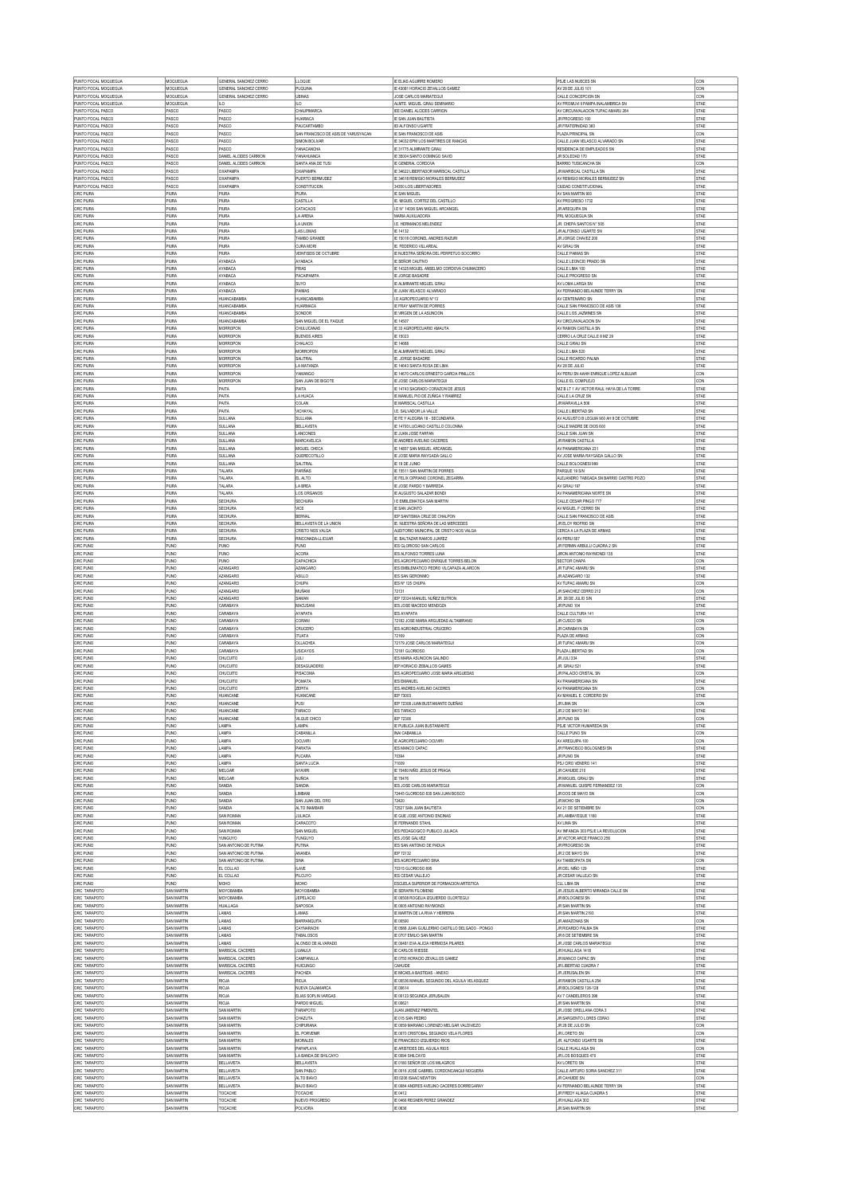| PUNTO FOCAL MOQUEGUA | MOQUEGUA | GENERAL SANCHEZ CERRO | LLOQUE | IE ELIAS AGUIRRE ROMERO | PSJE LAS NUECES SN | CON |
|---|---|---|---|---|---|---|
| PUNTO FOCAL MOQUEGUA | MOQUEGUA | GENERAL SANCHEZ CERRO | PUQUINA | IE 43081 HORACIO ZEVALLOS GAMEZ | AV 28 DE JULIO 101 | CON |
| PUNTO FOCAL MOQUEGUA | MOQUEGUA | GENERAL SANCHEZ CERRO | UBINAS | JOSE CARLOS MARIATEGUI | CALLE CONCEPCION SN | CON |
| PUNTO FOCAL MOQUEGUA | MOQUEGUA | ILO | ILO | ALMTE. MIGUEL GRAU SEMINARIO | AV PROMUVI 9 PAMPA INALAMBRICA SN | STAE |
| PUNTO FOCAL PASCO | PASCO | PASCO | CHAUPIMARCA | IEE DANIEL ALCIDES CARRION | AV CIRCUNVALACION TUPAC AMARU 284 | STAE |
| PUNTO FOCAL PASCO | PASCO | PASCO | HUARIACA | IE SAN JUAN BAUTISTA | JR PROGRESO 100 | STAE |
| PUNTO FOCAL PASCO | PASCO | PASCO | PAUCARTAMBO | IEI ALFONSO UGARTE | JR FRATERNIDAD 360 | STAE |
| PUNTO FOCAL PASCO | PASCO | PASCO | SAN FRANCISCO DE ASIS DE YARUSYACAN | IE SAN FRANCISCO DE ASIS | PLAZA PRINCIPAL SN | CON |
| PUNTO FOCAL PASCO | PASCO | PASCO | SIMON BOLIVAR | IE 34032 EPM LOS MARTIRES DE RANCAS | CALLE JUAN VELASCO ALVARADO SN | STAE |
| PUNTO FOCAL PASCO | PASCO | PASCO | YANACANCHA | IE 31775 ALMIRANTE GRAU | RESIDENCIA DE EMPLEADOS SN | STAE |
| PUNTO FOCAL PASCO | PASCO | DANIEL ALCIDES CARRION | YANAHUANCA | IE 38004 SANTO DOMINGO SAVIO | JR SOLEDAD 170 | STAE |
| PUNTO FOCAL PASCO | PASCO | DANIEL ALCIDES CARRION | SANTA ANA DE TUSI | IE GENERAL CORDOVA | BARRIO TUSIGANCHA SN | CON |
| PUNTO FOCAL PASCO | PASCO | OXAPAMPA | OXAPAMPA | IE 34022 LIBERTADOR MARISCAL CASTILLA | JR MARISCAL CASTILLA SN | STAE |
| PUNTO FOCAL PASCO | PASCO | OXAPAMPA | PUERTO BERMUDEZ | IE 34618 REMIGIO MORALES BERMUDEZ | AV REMIGIO MORALES BERMUDEZ SN | STAE |
| PUNTO FOCAL PASCO | PASCO | OXAPAMPA | CONSTITUCION | 34350 LOS LIBERTADORES | CIUDAD CONSTITUCIONAL | STAE |
| ORC PIURA | PIURA | PIURA | PIURA | IE SAN MIGUEL | AV SAN MARTIN 900 | STAE |
| ORC PIURA | PIURA | PIURA | CASTILLA | IE. MIGUEL CORTEZ DEL CASTILLO | AV PROGRESO 1732 | STAE |
| ORC PIURA | PIURA | PIURA | CATACAOS | I.E N° 14036 SAN MIGUEL ARCANGEL | JR AREQUIPA SN | STAE |
| ORC PIURA | PIURA | PIURA | LA ARENA | MARIA AUXILIADORA | PRL MOQUEGUA SN | STAE |
| ORC PIURA | PIURA | PIURA | LA UNION | I.E. HERMANOS MELENDEZ | JR. CHEPA SANTOS N° 505 | STAE |
| ORC PIURA | PIURA | PIURA | LAS LOMAS | IE 14132 | JR ALFONSO UGARTE SN | STAE |
| ORC PIURA | PIURA | PIURA | TAMBO GRANDE | IE 15018 CORONEL ANDRES RAZURI | JR JORGE CHAVEZ 208 | STAE |
| ORC PIURA | PIURA | PIURA | CURA MORI | IE. FEDERICO VILLARREAL | AV GRAU SN | STAE |
| ORC PIURA | PIURA | PIURA | VEINTISEIS DE OCTUBRE | IE NUESTRA SEÑORA DEL PERPETUO SOCORRO | CALLE PAMAS SN | STAE |
| ORC PIURA | PIURA | AYABACA | AYABACA | IE SEÑOR CAUTIVO | CALLE LEONCIO PRADO SN | STAE |
| ORC PIURA | PIURA | AYABACA | FRIAS | IE 14325 MIGUEL ANSELMO CORDOVA CHUMACERO | CALLE LIMA 100 | STAE |
| ORC PIURA | PIURA | AYABACA | PACAIPAMPA | IE JORGE BASADRE | CALLE PROGRESO SN | STAE |
| ORC PIURA | PIURA | AYABACA | SUYO | IE ALMIRANTE MIGUEL GRAU | AV LOMA LARGA SN | STAE |
| ORC PIURA | PIURA | AYABACA | PAIMAS | IE JUAN VELASCO ALVARADO | AV FERNANDO BELAUNDE TERRY SN | STAE |
| ORC PIURA | PIURA | HUANCABAMBA | HUANCABAMBA | I.E AGROPECUARIO N°13 | AV CENTENARIO SN | STAE |
| ORC PIURA | PIURA | HUANCABAMBA | HUARMACA | IE FRAY MARTIN DE PORRES | CALLE SAN FRANCISCO DE ASIS 108 | STAE |
| ORC PIURA | PIURA | HUANCABAMBA | SONDOR | IE VIRGEN DE LA ASUNCION | CALLE LOS JAZMINES SN | STAE |
| ORC PIURA | PIURA | HUANCABAMBA | SAN MIGUEL DE EL FAIQUE | IE 14507 | AV CIRCUNVALACION SN | STAE |
| ORC PIURA | PIURA | MORROPON | CHULUCANAS | IE 33 AGROPECUARIO AMAUTA | AV RAMON CASTILLA SN | STAE |
| ORC PIURA | PIURA | MORROPON | BUENOS AIRES | IE 15023 | CERRO LA CRUZ CALLE 8 MZ 29 | STAE |
| ORC PIURA | PIURA | MORROPON | CHALACO | IE 14668 | CALLE GRAU SN | STAE |
| ORC PIURA | PIURA | MORROPON | MORROPON | IE ALMIRANTE MIGUEL GRAU | CALLE LIMA 520 | STAE |
| ORC PIURA | PIURA | MORROPON | SALITRAL | IE. JORGE BASADRE | CALLE RICARDO PALMA | STAE |
| ORC PIURA | PIURA | MORROPON | LA MATANZA | IE 14643 SANTA ROSA DE LIMA | AV 28 DE JULIO | STAE |
| ORC PIURA | PIURA | MORROPON | YAMANGO | IE 14670 CARLOS ERNESTO GARCIA PINILLOS | AV PERU SN AAHH ENRIQUE LOPEZ ALBUJAR | CON |
| ORC PIURA | PIURA | MORROPON | SAN JUAN DE BIGOTE | IE JOSE CARLOS MARIATEGUI | CALLE EL COMPLEJO | CON |
| ORC PIURA | PIURA | PAITA | PAITA | IE 14743 SAGRADO CORAZON DE JESUS | MZ B LT 1 AV VICTOR RAUL HAYA DE LA TORRE | STAE |
| ORC PIURA | PIURA | PAITA | LA HUACA | IE MANUEL PIO DE ZUÑIGA Y RAMIREZ | CALLE LA CRUZ SN | STAE |
| ORC PIURA | PIURA | PAITA | COLAN | IE MARISCAL CASTILLA | JR MARAVILLA 508 | STAE |
| ORC PIURA | PIURA | PAITA | VICHAYAL | I.E. SALVADOR LA VALLE | CALLE LIBERTAD SN | STAE |
| ORC PIURA | PIURA | SULLANA | SULLANA | IE FE Y ALEGRIA 18 - SECUNDARIA | AV AUGUSTO B LEGUIA 900 AH 9 DE OCTUBRE | STAE |
| ORC PIURA | PIURA | SULLANA | BELLAVISTA | IE 14793 LUCIANO CASTILLO COLONNA | CALLE MADRE DE DIOS 600 | STAE |
| ORC PIURA | PIURA | SULLANA | LANCONES | IE JUAN JOSE FARFAN | CALLE SAN JUAN SN | STAE |
| ORC PIURA | PIURA | SULLANA | MARCAVELICA | IE ANDRES AVELINO CACERES | JR RAMON CASTILLA | STAE |
| ORC PIURA | PIURA | SULLANA | MIGUEL CHECA | IE 14857 SAN MIGUEL ARCANGEL | AV PANAMERICANA 231 | STAE |
| ORC PIURA | PIURA | SULLANA | QUERECOTILLO | IE JOSE MARIA RAYGADA GALLO | AV JOSE MARIA RAYGADA GALLO SN | STAE |
| ORC PIURA | PIURA | SULLANA | SALITRAL | IE 19 DE JUNIO | CALLE BOLOGNESI 999 | STAE |
| ORC PIURA | PIURA | TALARA | PARIÑAS | IE 15511 SAN MARTIN DE PORRES | PARQUE 19 S/N | STAE |
| ORC PIURA | PIURA | TALARA | EL ALTO | IE FELIX CIPRIANO CORONEL ZEGARRA | ALEJANDRO TABOADA SN BARRIO CASTRO POZO | STAE |
| ORC PIURA | PIURA | TALARA | LA BREA | IE JOSE PARDO Y BARREDA | AV GRAU 197 | STAE |
| ORC PIURA | PIURA | TALARA | LOS ORGANOS | IE AUGUSTO SALAZAR BONDI | AV PANAMERICANA NORTE SN | STAE |
| ORC PIURA | PIURA | SECHURA | SECHURA | I E EMBLEMATICA SAN MARTIN | CALLE CESAR PINGO 777 | STAE |
| ORC PIURA | PIURA | SECHURA | VICE | IE SAN JACINTO | AV MIGUEL F CERRO SN | STAE |
| ORC PIURA | PIURA | SECHURA | BERNAL | IEP SANTISIMA CRUZ DE CHALPON | CALLE SAN FRANCISCO DE ASIS | STAE |
| ORC PIURA | PIURA | SECHURA | BELLAVISTA DE LA UNION | IE. NUESTRA SEÑORA DE LAS MERCEDES | JR ELOY RIOFRIO SN | STAE |
| ORC PIURA | PIURA | SECHURA | CRISTO NOS VALGA | AUDITORIO MUNICIPAL DE CRISTO NOS VALGA | CERCA A LA PLAZA DE ARMAS | STAE |
| ORC PIURA | PIURA | SECHURA | RINCONADA-LLICUAR | IE. BALTAZAR RAMOS JUAREZ | AV PERU 587 | STAE |
| ORC PUNO | PUNO | PUNO | PUNO | IES GLORIOSO SAN CARLOS | JR FERMIN ARBULU CUADRA 2 SN | STAE |
| ORC PUNO | PUNO | PUNO | ACORA | IES ALFONSO TORRES LUNA | JIRON ANTONIO RAYMONDI 135 | STAE |
| ORC PUNO | PUNO | PUNO | CAPACHICA | IES AGROPECUARIO ENRIQUE TORRES BELON | SECTOR CHAPA | CON |
| ORC PUNO | PUNO | AZANGARO | AZANGARO | IES EMBLEMATICO PEDRO VILCAPAZA ALARCON | JR TUPAC AMARU SN | STAE |
| ORC PUNO | PUNO | AZANGARO | ASILLO | IES SAN GERONIMO | JR AZANGARO 132 | STAE |
| ORC PUNO | PUNO | AZANGARO | CHUPA | IES N° 135 CHUPA | AV TUPAC AMARU SN | CON |
| ORC PUNO | PUNO | AZANGARO | MUÑANI | 72131 | JR SANCHEZ CERRO 212 | CON |
| ORC PUNO | PUNO | AZANGARO | SAMAN | IEP 72034 MANUEL NUÑEZ BUTRON | JR. 28 DE JULIO SN | STAE |
| ORC PUNO | PUNO | CARABAYA | MACUSANI | IES JOSE MACEDO MENDOZA | JR PUNO 104 | STAE |
| ORC PUNO | PUNO | CARABAYA | AYAPATA | IES AYAPATA | CALLE CULTURA 141 | STAE |
| ORC PUNO | PUNO | CARABAYA | CORANI | 72162 JOSE MARIA ARGUEDAS ALTAMIRANO | JR CUSCO SN | CON |
| ORC PUNO | PUNO | CARABAYA | CRUCERO | IES AGROINDUSTRIAL CRUCERO | JR CARABAYA SN | CON |
| ORC PUNO | PUNO | CARABAYA | ITUATA | 72169 | PLAZA DE ARMAS | CON |
| ORC PUNO | PUNO | CARABAYA | OLLACHEA | 72179 JOSE CARLOS MARIATEGUI | JR TUPAC AMARU SN | CON |
| ORC PUNO | PUNO | CARABAYA | USICAYOS | 72181 GLORIOSO | PLAZA LIBERTAD SN | CON |
| ORC PUNO | PUNO | CHUCUITO | JULI | IES MARIA ASUNCION GALINDO | JR JULI 334 | STAE |
| ORC PUNO | PUNO | CHUCUITO | DESAGUADERO | IEP HORACIO ZEBALLOS GAMES | JR. GRAU 521 | STAE |
| ORC PUNO | PUNO | CHUCUITO | PISACOMA | IES AGROPECUARIO JOSE MARIA ARGUEDAS | JR PALACIO CRISTAL SN | CON |
| ORC PUNO | PUNO | CHUCUITO | POMATA | IES EMANUEL | AV PANAMERICANA SN | STAE |
| ORC PUNO | PUNO | CHUCUITO | ZEPITA | IES ANDRES AVELINO CACERES | AV PANAMERICANA SN | CON |
| ORC PUNO | PUNO | HUANCANE | HUANCANE | IEP 73003 | AV MANUEL E. CORDERO SN | STAE |
| ORC PUNO | PUNO | HUANCANE | PUSI | IEP 72308 JUAN BUSTAMANTE DUEÑAS | JR LIMA SN | CON |
| ORC PUNO | PUNO | HUANCANE | TARACO | IES TARACO | JR 2 DE MAYO 541 | STAE |
| ORC PUNO | PUNO | HUANCANE | VILQUE CHICO | IEP 72306 | JR PUNO SN | CON |
| ORC PUNO | PUNO | LAMPA | LAMPA | IE PUBLICA JUAN BUSTAMANTE | PSJE VICTOR HUMAREDA SN | STAE |
| ORC PUNO | PUNO | LAMPA | CABANILLA | INAI CABANILLA | CALLE PUNO SN | CON |
| ORC PUNO | PUNO | LAMPA | OCUVIRI | IE AGROPECUARIO OCUVIRI | AV AREQUIPA 100 | CON |
| ORC PUNO | PUNO | LAMPA | PARATIA | IES MANCO CAPAC | JR FRANCISCO BOLOGNESI SN | STAE |
| ORC PUNO | PUNO | LAMPA | PUCARA | 70394 | JR PUNO SN | STAE |
| ORC PUNO | PUNO | LAMPA | SANTA LUCIA | 71039 | PSJ CIRO VENERO 141 | STAE |
| ORC PUNO | PUNO | MELGAR | AYAVIRI | IE 70480 NIÑO JESUS DE PRAGA | JR CAHUIDE 210 | STAE |
| ORC PUNO | PUNO | MELGAR | NUÑOA | IE 70476 | JR MIGUEL GRAU SN | STAE |
| ORC PUNO | PUNO | SANDIA | SANDIA | IES JOSE CARLOS MARIATEGUI | JR MANUEL QUISPE FERNANDEZ 135 | CON |
| ORC PUNO | PUNO | SANDIA | LIMBANI | 72445 GLORIOSO 835 SAN JUAN BOSCO | JR DOS DE MAYO SN | CON |
| ORC PUNO | PUNO | SANDIA | SAN JUAN DEL ORO | 72420 | JR MOHO SN | CON |
| ORC PUNO | PUNO | SANDIA | ALTO INAMBARI | 72527 SAN JUAN BAUTISTA | AV 21 DE SETIEMBRE SN | CON |
| ORC PUNO | PUNO | SAN ROMAN | JULIACA | IE GUE JOSE ANTONIO ENCINAS | JR LAMBAYEQUE 1180 | STAE |
| ORC PUNO | PUNO | SAN ROMAN | CARACOTO | IE FERNANDO STAHL | AV LIMA SN | STAE |
| ORC PUNO | PUNO | SAN ROMAN | SAN MIGUEL | IES PEDAGOGICO PUBLICO JULIACA | AV INFANCIA 303 PSJE LA REVOLUCION | STAE |
| ORC PUNO | PUNO | YUNGUYO | YUNGUYO | IES JOSE GALVEZ | JR VICTOR ARCE FRANCO 256 | STAE |
| ORC PUNO | PUNO | SAN ANTONIO DE PUTINA | PUTINA | IES SAN ANTONIO DE PADUA | JR PROGRESO SN | STAE |
| ORC PUNO | PUNO | SAN ANTONIO DE PUTINA | ANANEA | IEP 72132 | JR 2 DE MAYO SN | STAE |
| ORC PUNO | PUNO | SAN ANTONIO DE PUTINA | SINA | IES AGROPECUARIO SINA | AV TAMBOPATA SN | CON |
| ORC PUNO | PUNO | EL COLLAO | ILAVE | 70315 GLORIOSO 895 | JR DEL NIÑO 129 | STAE |
| ORC PUNO | PUNO | EL COLLAO | PILCUYO | IES CESAR VALLEJO | JR CESAR VALLEJO SN | STAE |
| ORC PUNO | PUNO | MOHO | MOHO | ESCUELA SUPERIOR DE FORMACION ARTISTICA | CLL LIMA SN | STAE |
| ORC TARAPOTO | SAN MARTIN | MOYOBAMBA | MOYOBAMBA | IE SERAFIN FILOMENO | JR JESUS ALBERTO MIRANDA CALLE SN | STAE |
| ORC TARAPOTO | SAN MARTIN | MOYOBAMBA | JEPELACIO | IE 00508 ROGELIA IZQUIERDO OLORTEGUI | JR BOLOGNESI SN | STAE |
| ORC TARAPOTO | SAN MARTIN | HUALLAGA | SAPOSOA | IE 0805 ANTONIO RAYMONDI | JR SAN MARTIN SN | STAE |
| ORC TARAPOTO | SAN MARTIN | LAMAS | LAMAS | IE MARTIN DE LA RIVA Y HERRERA | JR SAN MARTIN 2193 | STAE |
| ORC TARAPOTO | SAN MARTIN | LAMAS | BARRANQUITA | IE 00590 | JR AMAZONAS SN | CON |
| ORC TARAPOTO | SAN MARTIN | LAMAS | CAYNARACHI | IE 0588 JUAN GUILLERMO CASTILLO DELGADO - PONGO | JR RICARDO PALMA SN | STAE |
| ORC TARAPOTO | SAN MARTIN | LAMAS | TABALOSOS | IE 0707 EMILIO SAN MARTIN | JR 8 DE SETIEMBRE SN | STAE |
| ORC TARAPOTO | SAN MARTIN | LAMAS | ALONSO DE ALVARADO | IE 00481 EVA ALICIA HERMOSA PILARES | JR JOSE CARLOS MARIATEGUI | STAE |
| ORC TARAPOTO | SAN MARTIN | MARISCAL CACERES | JUANJUI | IE CARLOS WIESSE | JR HUALLAGA 1418 | STAE |
| ORC TARAPOTO | SAN MARTIN | MARISCAL CACERES | CAMPANILLA | IE 0705 HORACIO ZEVALLOS GAMEZ | JR MANCO CAPAC SN | STAE |
| ORC TARAPOTO | SAN MARTIN | MARISCAL CACERES | HUICUNGO | CAHUIDE | JR LIBERTAD CUADRA 7 | STAE |
| ORC TARAPOTO | SAN MARTIN | MARISCAL CACERES | PACHIZA | IE MICAELA BASTIDAS - ANEXO | JR JERUSALEN SN | STAE |
| ORC TARAPOTO | SAN MARTIN | RIOJA | RIOJA | IE 00536 MANUEL SEGUNDO DEL AGUILA VELASQUEZ | JR RAMON CASTILLA 254 | STAE |
| ORC TARAPOTO | SAN MARTIN | RIOJA | NUEVA CAJAMARCA | IE 00614 | JR BOLOGNESI 126-128 | STAE |
| ORC TARAPOTO | SAN MARTIN | RIOJA | ELIAS SOPLIN VARGAS | IE 00123 SEGUNDA JERUSALEN | AV 7 CANDELEROS 398 | STAE |
| ORC TARAPOTO | SAN MARTIN | RIOJA | PARDO MIGUEL | IE 00621 | JR SAN MARTIN SN | STAE |
| ORC TARAPOTO | SAN MARTIN | SAN MARTIN | TARAPOTO | JUAN JIMENEZ PIMENTEL | JR JOSE ORELLANA CDRA 3 | STAE |
| ORC TARAPOTO | SAN MARTIN | SAN MARTIN | CHAZUTA | IE 015 SAN PEDRO | JR SARGENTO LORES CDRA3 | STAE |
| ORC TARAPOTO | SAN MARTIN | SAN MARTIN | CHIPURANA | IE 0059 MARIANO LORENZO MELGAR VALDIVIEZO | JR 28 DE JULIO SN | CON |
| ORC TARAPOTO | SAN MARTIN | SAN MARTIN | EL PORVENIR | IE 0870 CRISTOBAL SEGUNDO VELA FLORES | JR LORETO SN | CON |
| ORC TARAPOTO | SAN MARTIN | SAN MARTIN | MORALES | IE FRANCISCO IZQUIERDO RIOS | JR. ALFONSO UGARTE SN | STAE |
| ORC TARAPOTO | SAN MARTIN | SAN MARTIN | PAPAPLAYA | IE ARISTIDES DEL AGUILA RIOS | CALLE HUALLAGA SN | CON |
| ORC TARAPOTO | SAN MARTIN | SAN MARTIN | LA BANDA DE SHILCAYO | IE 0004 SHILCAYO | JR LOS BOSQUES 470 | STAE |
| ORC TARAPOTO | SAN MARTIN | BELLAVISTA | BELLAVISTA | IE 0100 SEÑOR DE LOS MILAGROS | AV LORETO SN | STAE |
| ORC TARAPOTO | SAN MARTIN | BELLAVISTA | SAN PABLO | IE 0016 JOSE GABRIEL CONDORCANQUI NOGUERA | CALLE ARTURO SORIA SANCHEZ 311 | STAE |
| ORC TARAPOTO | SAN MARTIN | BELLAVISTA | ALTO BIAVO | IEI 0236 ISAAC NEWTON | JR CAHUIDE SN | CON |
| ORC TARAPOTO | SAN MARTIN | BELLAVISTA | BAJO BIAVO | IE 0084 ANDRES AVELINO CACERES DORREGARAY | AV FERNANDO BELAUNDE TERRY SN | STAE |
| ORC TARAPOTO | SAN MARTIN | TOCACHE | TOCACHE | IE 0412 | JR FREDDY ALIAGA CUADRA 5 | STAE |
| ORC TARAPOTO | SAN MARTIN | TOCACHE | NUEVO PROGRESO | IE 0466 REGNER PEREZ GRANDEZ | JR HUALLAGA 302 | STAE |
| ORC TARAPOTO | SAN MARTIN | TOCACHE | POLVORA | IE 0836 | JR SAN MARTIN SN | STAE |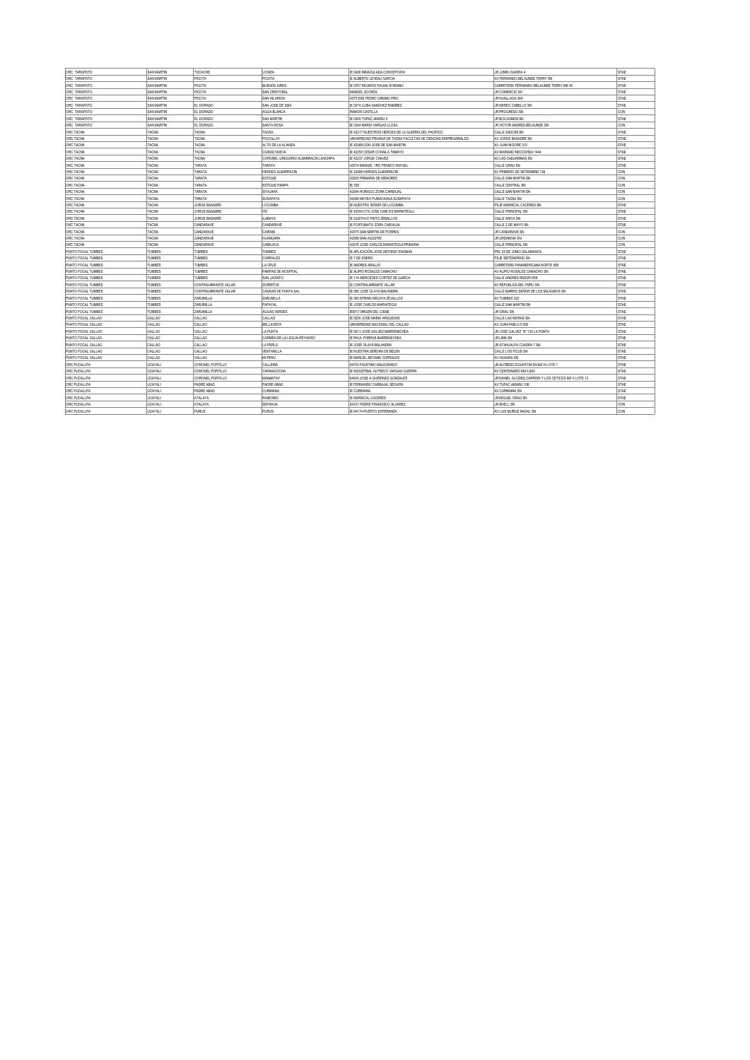| | | | | | | |
|---|---|---|---|---|---|---|
| ORC TARAPOTO | SAN MARTIN | TOCACHE | UCHIZA | IE 0426 INMACULADA CONCEPCION | JR JUNIN CUADRA 4 | STAE |
| ORC TARAPOTO | SAN MARTIN | PICOTA | PICOTA | IE ALBERTO LEVEAU GARCIA | AV FERNANDO BELAUNDE TERRY SN | STAE |
| ORC TARAPOTO | SAN MARTIN | PICOTA | BUENOS AIRES | IE 0767 RICARDO PALMA SORIANO | CARRETERA FERNANDO BELAUNDE TERRY KM 45 | STAE |
| ORC TARAPOTO | SAN MARTIN | PICOTA | SAN CRISTOBAL | MANUEL SCORZA | JR COMERCIO SN | STAE |
| ORC TARAPOTO | SAN MARTIN | PICOTA | SAN HILARION | 0075 EKE PEDRO GIRANO PIRO | JR HUALLAGA 349 | STAE |
| ORC TARAPOTO | SAN MARTIN | EL DORADO | SAN JOSE DE SISA | IE 0274 LUISA SANCHEZ RAMIREZ | JR NEREO CABELLO SN | STAE |
| ORC TARAPOTO | SAN MARTIN | EL DORADO | AGUA BLANCA | RAMON CASTILLA | JR PROGRESO SN | CON |
| ORC TARAPOTO | SAN MARTIN | EL DORADO | SAN MARTIN | IE 0309 TUPAC AMARU II | JR BOLOGNESI SN | STAE |
| ORC TARAPOTO | SAN MARTIN | EL DORADO | SANTA ROSA | IE 0304 MARIO VARGAS LLOSA | JR VICTOR ANDRES BELAUNDE SN | CON |
| ORC TACNA | TACNA | TACNA | TACNA | IE 42217 NUESTROS HEROES DE LA GUERRA DEL PACIFICO | CALLE SAUCINI SN | STAE |
| ORC TACNA | TACNA | TACNA | POCOLLAY | UNIVERSIDAD PRIVADA DE TACNA FACULTAD DE CIENCIAS EMPRESARIALES | AV JORGE BASADRE SN | STAE |
| ORC TACNA | TACNA | TACNA | ALTO DE LA ALIANZA | IE 42088 DON JOSE DE SAN MARTIN | AV JUAN MOORE 312 | STAE |
| ORC TACNA | TACNA | TACNA | CIUDAD NUEVA | IE 42250 CESAR COHAILA TAMAYO | AV MARIANO NECOCHEA 1444 | STAE |
| ORC TACNA | TACNA | TACNA | CORONEL GREGORIO ALBARRACIN LANCHIPA | IE 42237 JORGE CHAVEZ | AV LAS CASUARINAS SN | STAE |
| ORC TACNA | TACNA | TARATA | TARATA | 42074 MANUEL 1RO FRANCO RAFAEL | CALLE GRAU SN | STAE |
| ORC TACNA | TACNA | TARATA | HEROES ALBARRACIN | IE 42086 HEROES ALBARRACIN | AV PRIMERO DE SETIEMBRE 138 | CON |
| ORC TACNA | TACNA | TARATA | ESTIQUE | 42203 PRIMARIA DE MENORES | CALLE SAN MARTIN SN | CON |
| ORC TACNA | TACNA | TARATA | ESTIQUE PAMPA | IE 339 | CALLE CENTRAL SN | CON |
| ORC TACNA | TACNA | TARATA | SITAJARA | 42084 HORACIO ZORA CARBAJAL | CALLE SAN MARTIN SN | CON |
| ORC TACNA | TACNA | TARATA | SUSAPAYA | 42085 MATEO PUMACAHUA SUSAPAYA | CALLE TACNA SN | CON |
| ORC TACNA | TACNA | JORGE BASADRE | LOCUMBA | IE NUESTRO SEÑOR DE LOCUMBA | PSJE MARISCAL CACERES SN | STAE |
| ORC TACNA | TACNA | JORGE BASADRE | ITE | IE 42054 CTA JOSE CARLOS MARIATEGUI | CALLE PRINCIPAL SN | STAE |
| ORC TACNA | TACNA | JORGE BASADRE | ILABAYA | IE GUSTAVO PINTO ZEBALLOS | CALLE ARICA SN | STAE |
| ORC TACNA | TACNA | CANDARAVE | CANDARAVE | IE FORTUNATO ZORA CARVAJAL | CALLE 2 DE MAYO SN | STAE |
| ORC TACNA | TACNA | CANDARAVE | CAIRANI | 42075 SAN MARTIN DE PORRES | JR CANDARAVE SN | CON |
| ORC TACNA | TACNA | CANDARAVE | HUANUARA | 42089 SAN AGUSTIN | JR URDANIVIA SN | CON |
| ORC TACNA | TACNA | CANDARAVE | CAMILACA | 42076 JOSE CARLOS MARIATEGUI-PRIMARIA | CALLE PRINCIPAL SN | CON |
| PUNTO FOCAL TUMBES | TUMBES | TUMBES | TUMBES | IE APLICACION JOSE ANTONIO ENCINAS | PRL 24 DE JUNIO SALAMANCA | STAE |
| PUNTO FOCAL TUMBES | TUMBES | TUMBES | CORRALES | IE 7 DE ENERO | PSJE SIETENERINO SN | STAE |
| PUNTO FOCAL TUMBES | TUMBES | TUMBES | LA CRUZ | IE ANDRES ARAUJO | CARRETERA PANAMERICANA NORTE 599 | STAE |
| PUNTO FOCAL TUMBES | TUMBES | TUMBES | PAMPAS DE HOSPITAL | IE ALIPIO ROSALES CAMACHO | AV ALIPIO ROSALES CAMACHO SN | STAE |
| PUNTO FOCAL TUMBES | TUMBES | TUMBES | SAN JACINTO | IE 114 MERCEDES CORTEZ DE GARCIA | CALLE ANDRES RAZURI 558 | STAE |
| PUNTO FOCAL TUMBES | TUMBES | CONTRALMIRANTE VILLAR | ZORRITOS | IE CONTRALMIRANTE VILLAR | AV REPUBLICA DEL PERU SN | STAE |
| PUNTO FOCAL TUMBES | TUMBES | CONTRALMIRANTE VILLAR | CANOAS DE PUNTA SAL | IE 085 JOSE OLAYA BALANDRA | CALLE BARRIO SEÑOR DE LOS MILAGROS SN | STAE |
| PUNTO FOCAL TUMBES | TUMBES | ZARUMILLA | ZARUMILLA | IE 083 EFRAIN ARCAYA ZEVALLOS | AV TUMBES 325 | STAE |
| PUNTO FOCAL TUMBES | TUMBES | ZARUMILLA | PAPAYAL | IE JOSE CARLOS MARIATEGUI | CALLE SAN MARTIN SN | STAE |
| PUNTO FOCAL TUMBES | TUMBES | ZARUMILLA | AGUAS VERDES | IE073 VIRGEN DEL CISNE | JR GRAU SN | STAE |
| PUNTO FOCAL CALLAO | CALLAO | CALLAO | CALLAO | IE 5026 JOSE MARIA ARGUEDAS | CALLE LAS MORAS SN | STAE |
| PUNTO FOCAL CALLAO | CALLAO | CALLAO | BELLAVISTA | UNIVERSIDAD NACIONAL DEL CALLAO | AV JUAN PABLO II 306 | STAE |
| PUNTO FOCAL CALLAO | CALLAO | CALLAO | LA PUNTA | IE 5013 JOSE GALVEZ BARRENECHEA | JR JOSE GALVEZ Nº 130 LA PUNTA | STAE |
| PUNTO FOCAL CALLAO | CALLAO | CALLAO | CARMEN DE LA LEGUA-REYNOSO | IE RAUL PORRAS BARRENECHEA | JR LIMA SN | STAE |
| PUNTO FOCAL CALLAO | CALLAO | CALLAO | LA PERLA | IE JOSE OLAYA BALANDRA | JR ATAHUALPA CUADRA 7 SN | STAE |
| PUNTO FOCAL CALLAO | CALLAO | CALLAO | VENTANILLA | IE NUESTRA SEÑORA DE BELEN | CALLE LOS FICUS SN | STAE |
| PUNTO FOCAL CALLAO | CALLAO | CALLAO | MI PERU | IE MANUEL SEOANE CORRALES | AV HUAURA SN | STAE |
| ORC PUCALLPA | UCAYALI | CORONEL PORTILLO | CALLERIA | 64755 FAUSTINO MALDONADO | JR ALFREDO EGUINTON SN MZ H LOTE 1 | STAE |
| ORC PUCALLPA | UCAYALI | CORONEL PORTILLO | YARINACOCHA | IE INDUSTRIAL ALFREDO VARGAS GUERRA | AV CENTENARIO KM 4,800 | STAE |
| ORC PUCALLPA | UCAYALI | CORONEL PORTILLO | MANANTAY | 64040 JOSE A QUIÑONEZ GONZALES | JR DANIEL ALCIDES CARRION Y LOS CETICOS MZ X LOTE 12 | STAE |
| ORC PUCALLPA | UCAYALI | PADRE ABAD | PADRE ABAD | IE FERNANDO CARBAJAL SEGURA | AV TUPAC AMARU 108 | STAE |
| ORC PUCALLPA | UCAYALI | PADRE ABAD | CURIMANA | IE CURIMANA | AV CURIMANA SN | STAE |
| ORC PUCALLPA | UCAYALI | ATALAYA | RAIMONDI | IE MARISCAL CACERES | JR MIGUEL GRAU SN | STAE |
| ORC PUCALLPA | UCAYALI | ATALAYA | SEPAHUA | 64127 PADRE FRANCISCO ALVAREZ | JR SHELL SN | CON |
| ORC PUCALLPA | UCAYALI | PURUS | PURUS | IE 64174 PUERTO ESPERANZA | AV LUIS MUÑOZ NADAL SN | CON |